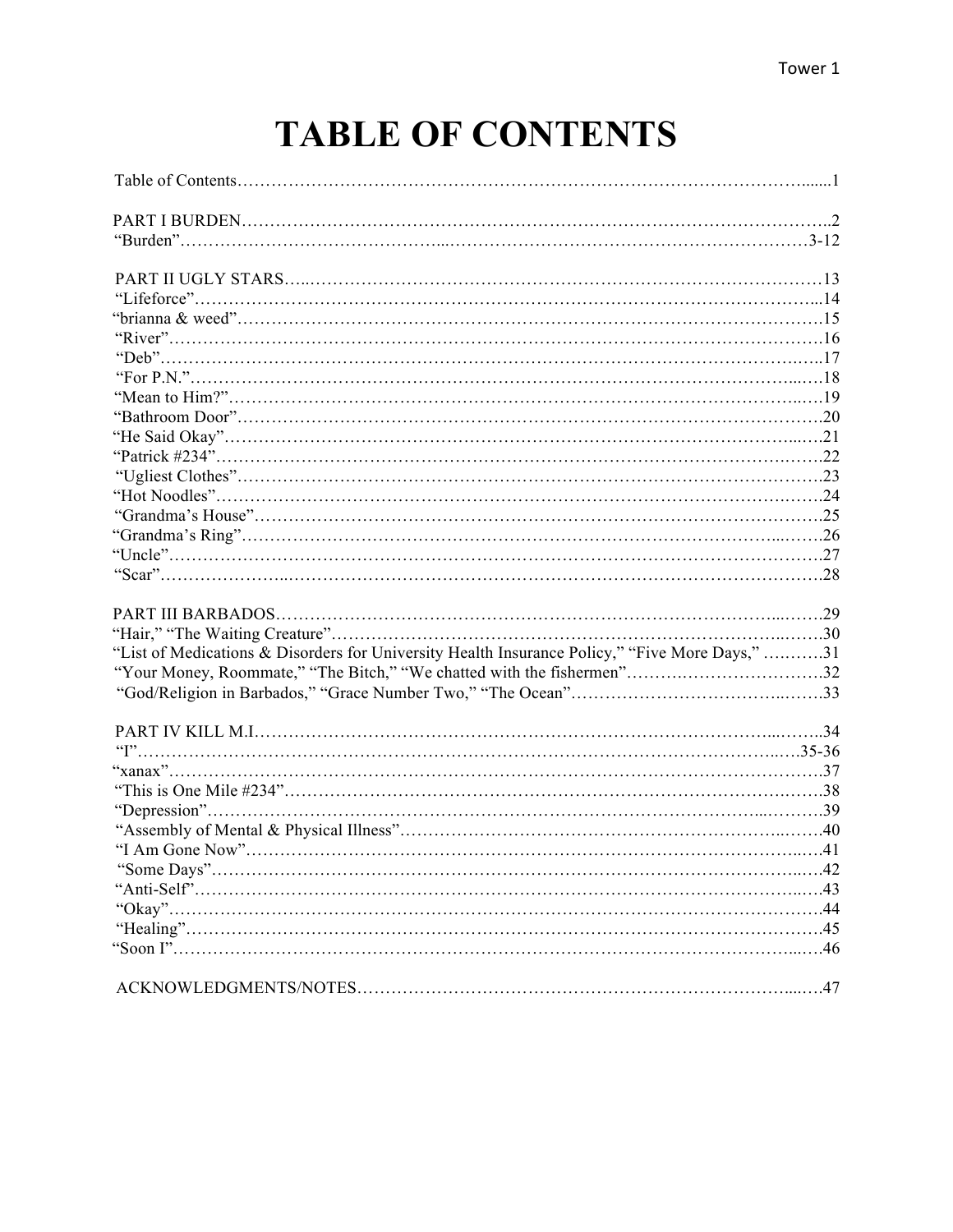# TABLE OF CONTENTS

Table of Contents……………………………………………………………………………………......1

PART I BURDEN………………………………………………………………………………………..2
"Burden"………………………………………………………………………………………………3-12

PART II UGLY STARS………………………………………………………………………………13
"Lifeforce"……………………………………………………………………………………………...14
"brianna & weed"……………………………………………………………………………………….15
"River"…………………………………………………………………………………………………16
"Deb"……………………………………………………………………………………………………17
"For P.N."………………………………………………………………………………………………18
"Mean to Him?"…………………………………………………………………………………………19
"Bathroom Door"………………………………………………………………………………………20
"He Said Okay"…………………………………………………………………………………………21
"Patrick #234"……………………………………………………………………………………………22
"Ugliest Clothes"…………………………………………………………………………………………23
"Hot Noodles"……………………………………………………………………………………………24
"Grandma's House"………………………………………………………………………………………25
"Grandma's Ring"…………………………………………………………………………………………26
"Uncle"……………………………………………………………………………………………………27
"Scar"………………………………………………………………………………………………………28

PART III BARBADOS……………………………………………………………………………………29
"Hair," "The Waiting Creature"………………………………………………………………………30
"List of Medications & Disorders for University Health Insurance Policy," "Five More Days," ……….31
"Your Money, Roommate," "The Bitch," "We chatted with the fishermen"…………………………….32
"God/Religion in Barbados," "Grace Number Two," "The Ocean"………………………………………33

PART IV KILL M.I.………………………………………………………………………………………34
"I"……………………………………………………………………………………………………35-36
"xanax"……………………………………………………………………………………………………37
"This is One Mile #234"…………………………………………………………………………………38
"Depression"………………………………………………………………………………………………39
"Assembly of Mental & Physical Illness"…………………………………………………………………40
"I Am Gone Now"…………………………………………………………………………………………41
"Some Days"………………………………………………………………………………………………42
"Anti-Self"…………………………………………………………………………………………………43
"Okay"………………………………………………………………………………………………………44
"Healing"……………………………………………………………………………………………………45
"Soon I"……………………………………………………………………………………………………46

ACKNOWLEDGMENTS/NOTES……………………………………………………………………………47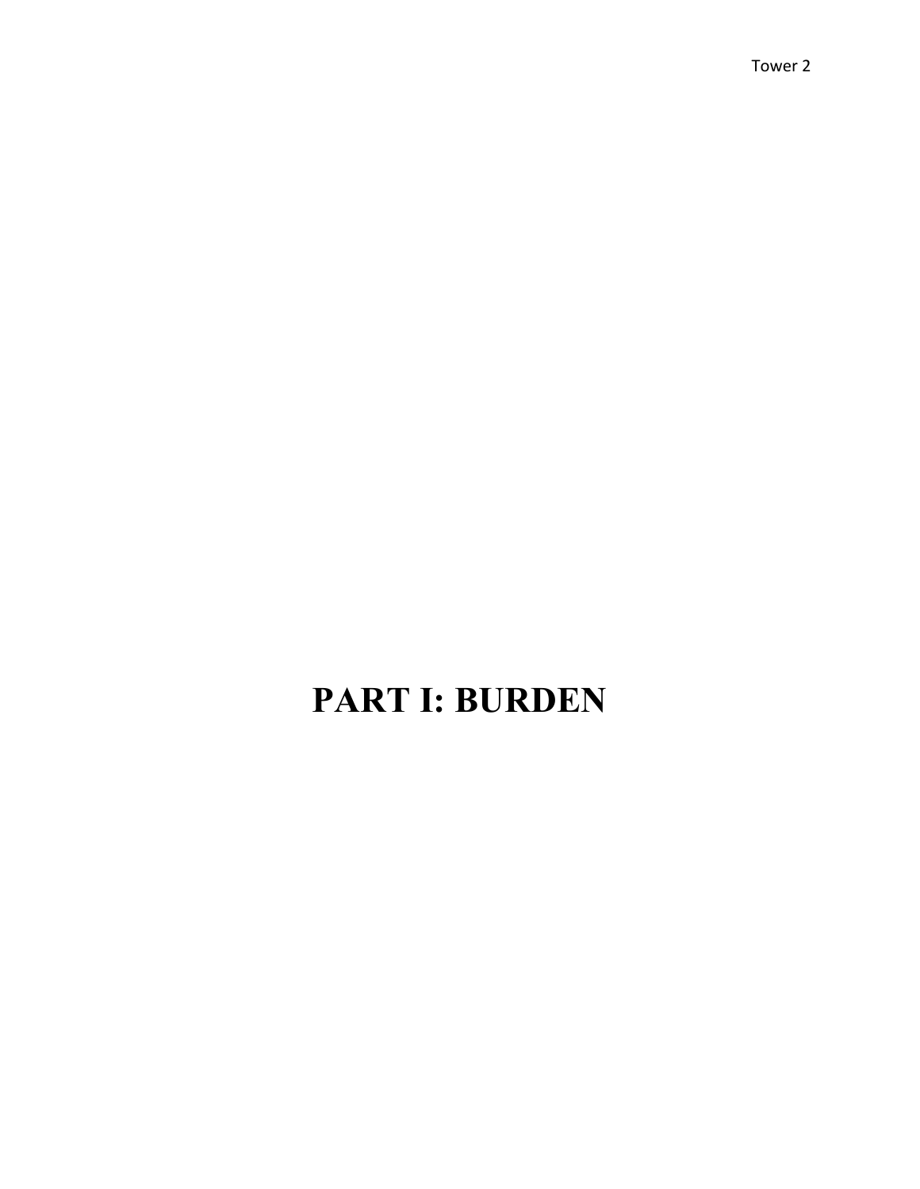# PART I: BURDEN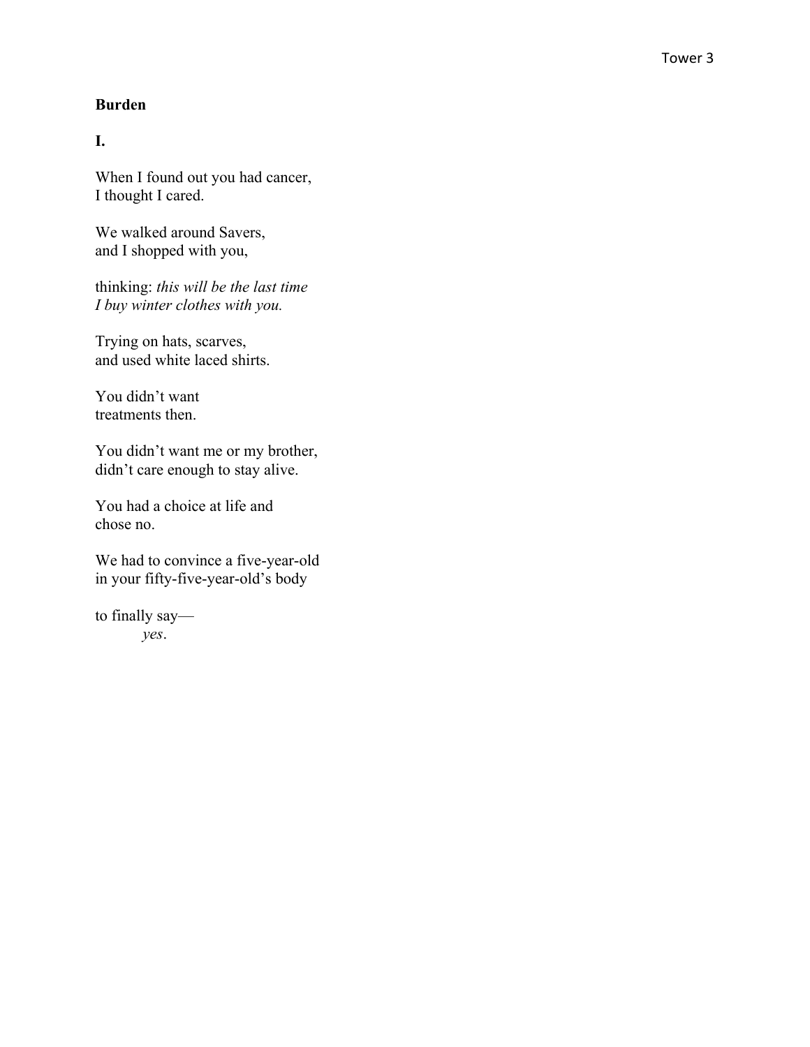**Burden**

**I.**

When I found out you had cancer,
I thought I cared.

We walked around Savers,
and I shopped with you,

thinking: *this will be the last time*
*I buy winter clothes with you.*

Trying on hats, scarves,
and used white laced shirts.

You didn't want
treatments then.

You didn't want me or my brother,
didn't care enough to stay alive.

You had a choice at life and
chose no.

We had to convince a five-year-old
in your fifty-five-year-old's body

to finally say—
          *yes*.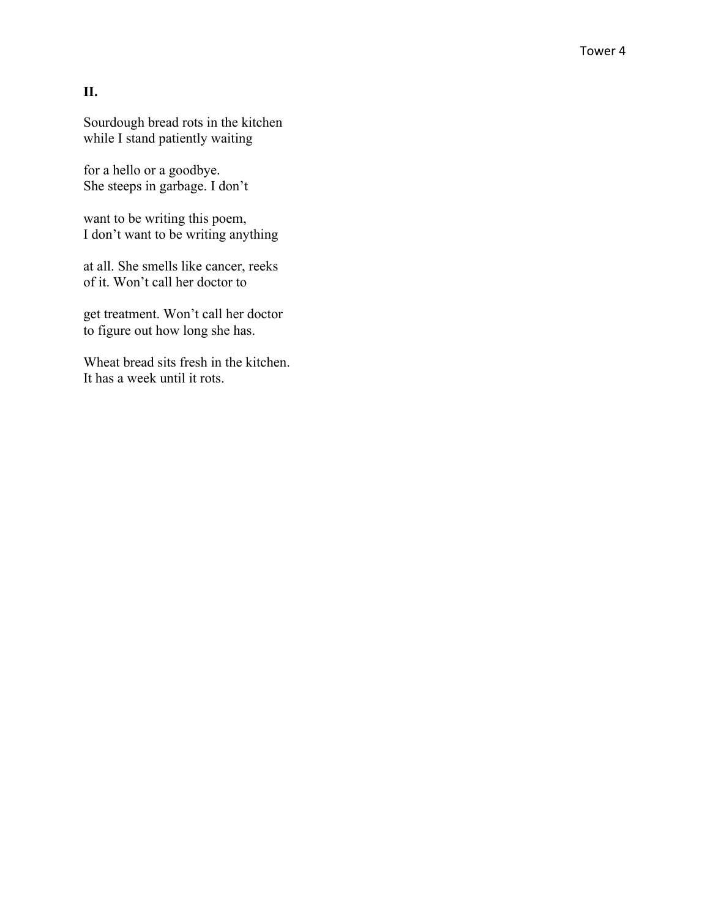**II.**

Sourdough bread rots in the kitchen
while I stand patiently waiting

for a hello or a goodbye.
She steeps in garbage. I don’t

want to be writing this poem,
I don’t want to be writing anything

at all. She smells like cancer, reeks
of it. Won’t call her doctor to

get treatment. Won’t call her doctor
to figure out how long she has.

Wheat bread sits fresh in the kitchen.
It has a week until it rots.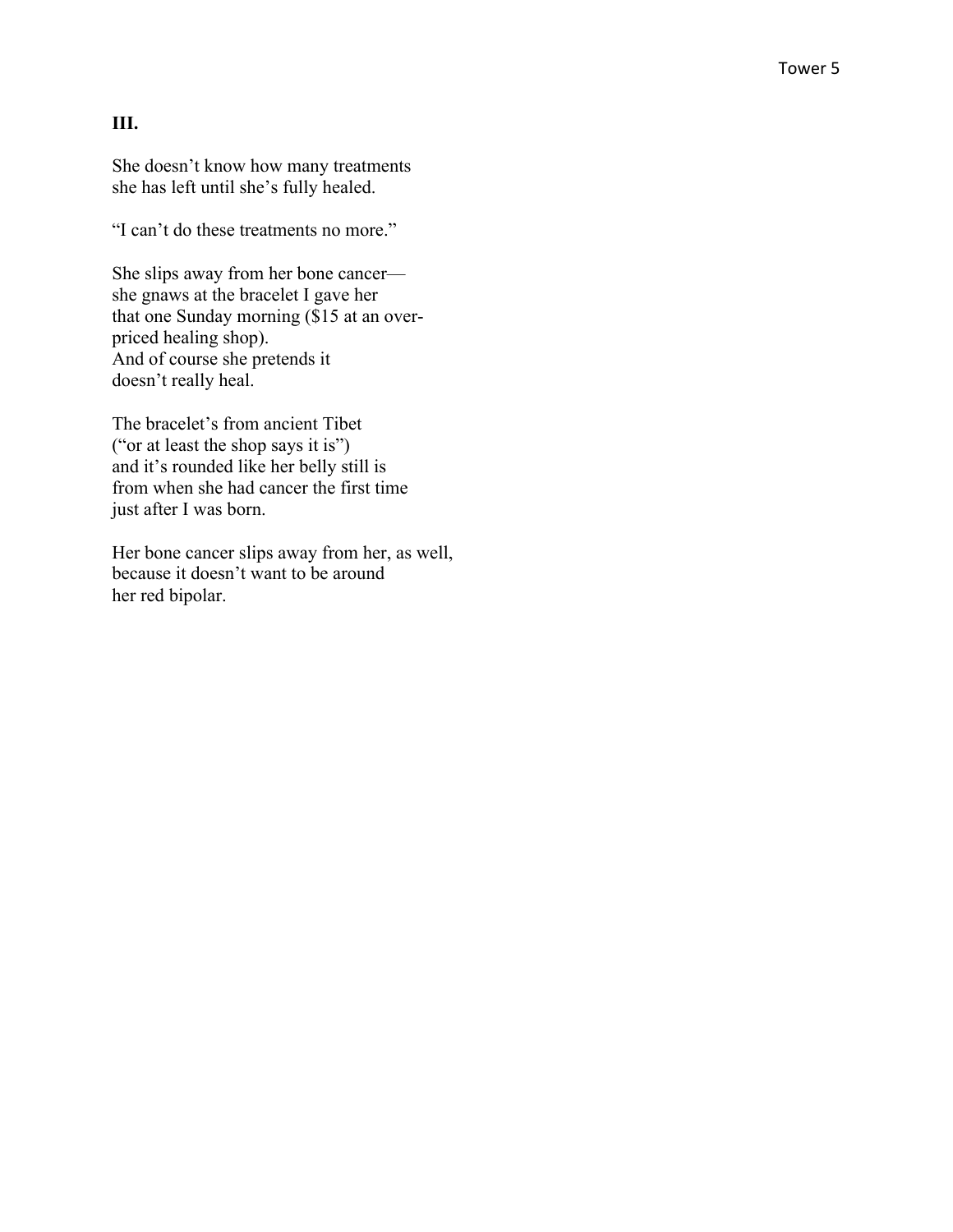**III.**

She doesn't know how many treatments  
she has left until she's fully healed.

"I can't do these treatments no more."

She slips away from her bone cancer—  
she gnaws at the bracelet I gave her  
that one Sunday morning ($15 at an over-  
priced healing shop).  
And of course she pretends it  
doesn't really heal.

The bracelet's from ancient Tibet  
("or at least the shop says it is")  
and it's rounded like her belly still is  
from when she had cancer the first time  
just after I was born.

Her bone cancer slips away from her, as well,  
because it doesn't want to be around  
her red bipolar.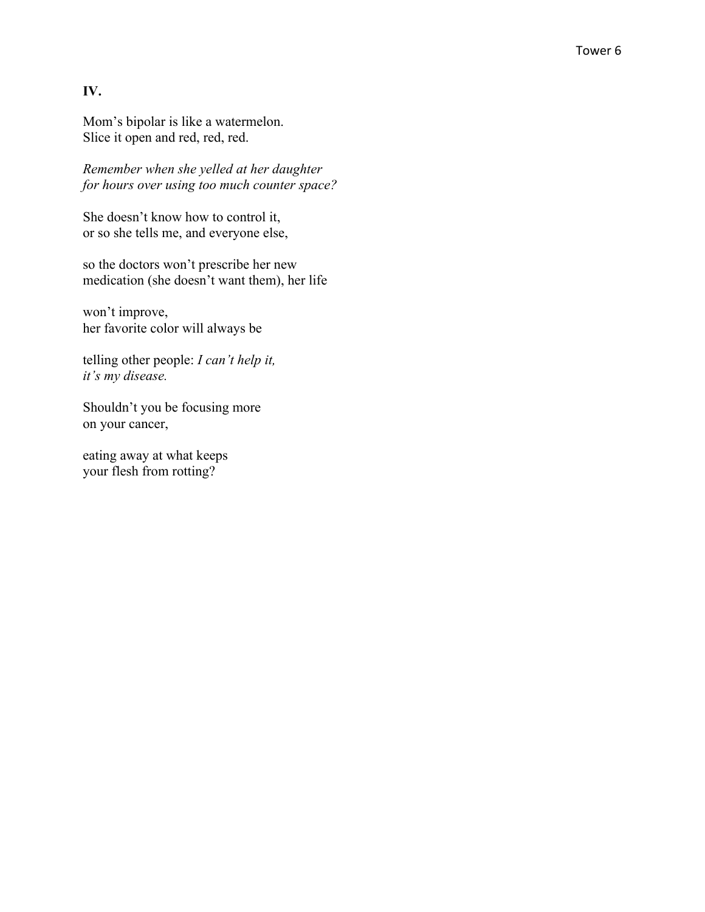**IV.**

Mom's bipolar is like a watermelon.  
Slice it open and red, red, red.

*Remember when she yelled at her daughter*  
*for hours over using too much counter space?*

She doesn't know how to control it,  
or so she tells me, and everyone else,

so the doctors won't prescribe her new  
medication (she doesn't want them), her life

won't improve,  
her favorite color will always be

telling other people: *I can't help it,*  
*it's my disease.*

Shouldn't you be focusing more  
on your cancer,

eating away at what keeps  
your flesh from rotting?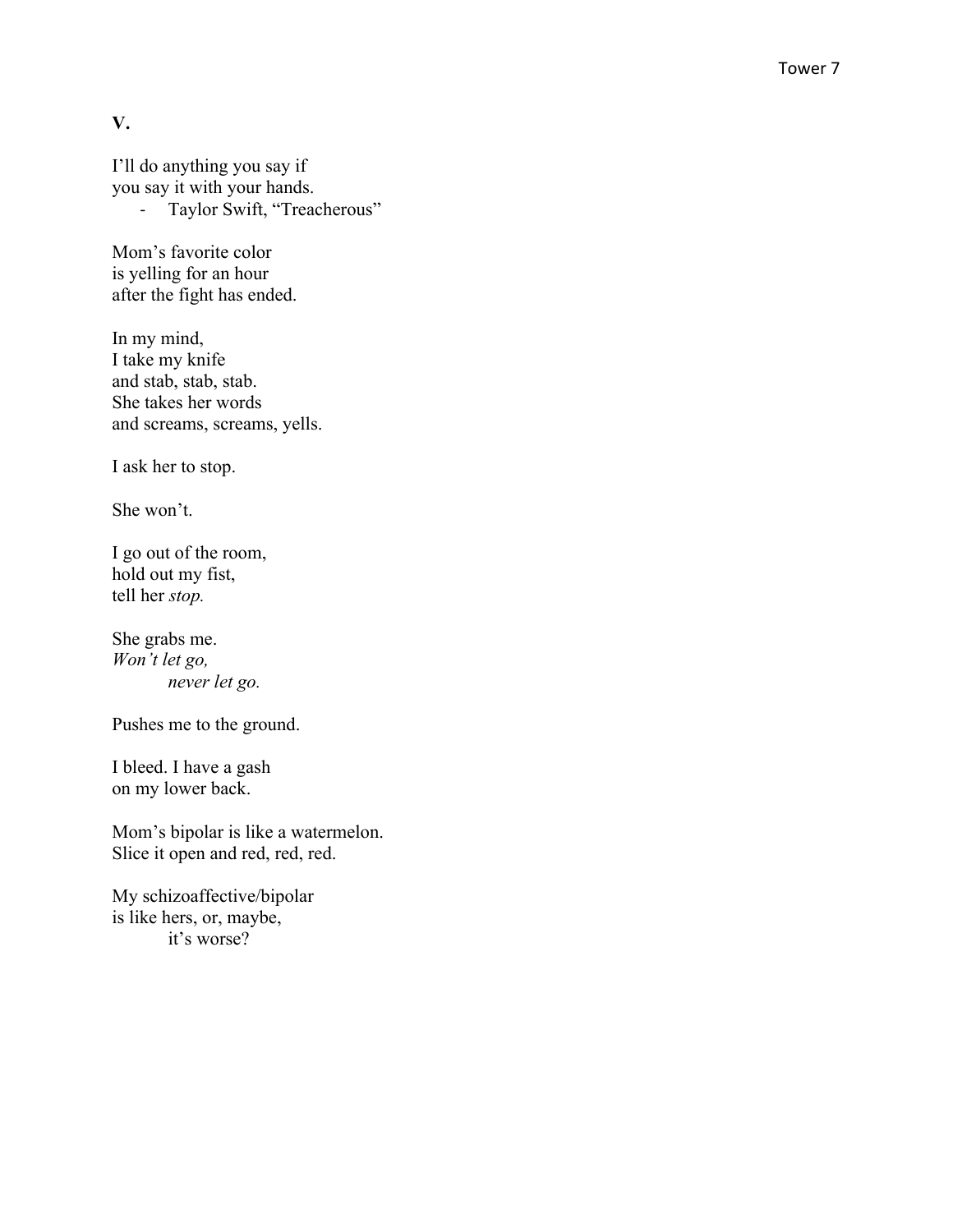**V.**

I'll do anything you say if  
you say it with your hands.  
- Taylor Swift, "Treacherous"

Mom's favorite color  
is yelling for an hour  
after the fight has ended.

In my mind,  
I take my knife  
and stab, stab, stab.  
She takes her words  
and screams, screams, yells.

I ask her to stop.

She won't.

I go out of the room,  
hold out my fist,  
tell her *stop.*

She grabs me.  
*Won't let go,*  
*never let go.*

Pushes me to the ground.

I bleed. I have a gash  
on my lower back.

Mom's bipolar is like a watermelon.  
Slice it open and red, red, red.

My schizoaffective/bipolar  
is like hers, or, maybe,  
it's worse?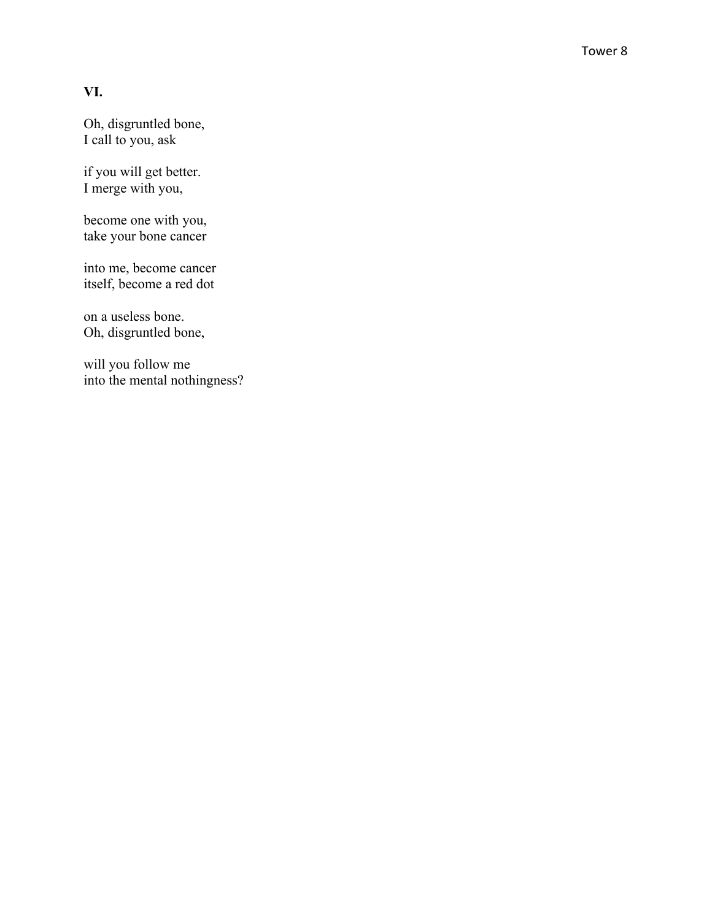**VI.**

Oh, disgruntled bone,  
I call to you, ask

if you will get better.  
I merge with you,

become one with you,  
take your bone cancer

into me, become cancer  
itself, become a red dot

on a useless bone.  
Oh, disgruntled bone,

will you follow me  
into the mental nothingness?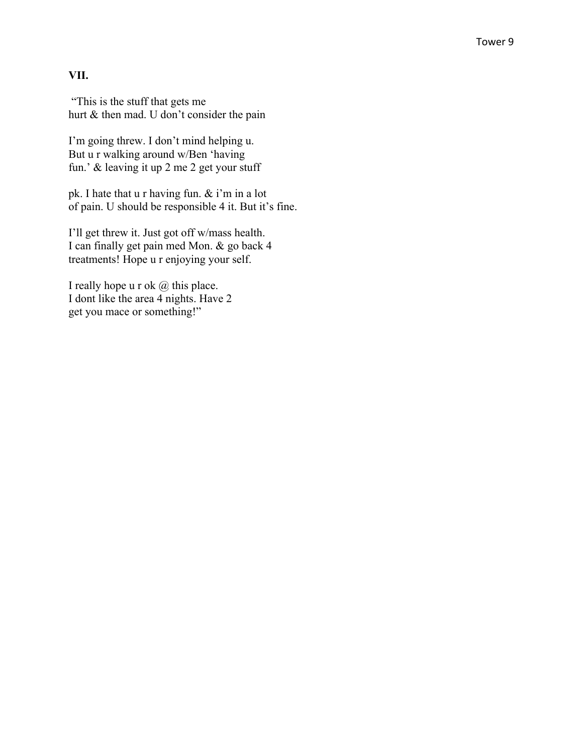**VII.**

"This is the stuff that gets me
hurt & then mad. U don't consider the pain

I'm going threw. I don't mind helping u.
But u r walking around w/Ben 'having
fun.' & leaving it up 2 me 2 get your stuff

pk. I hate that u r having fun. & i'm in a lot
of pain. U should be responsible 4 it. But it's fine.

I'll get threw it. Just got off w/mass health.
I can finally get pain med Mon. & go back 4
treatments! Hope u r enjoying your self.

I really hope u r ok @ this place.
I dont like the area 4 nights. Have 2
get you mace or something!"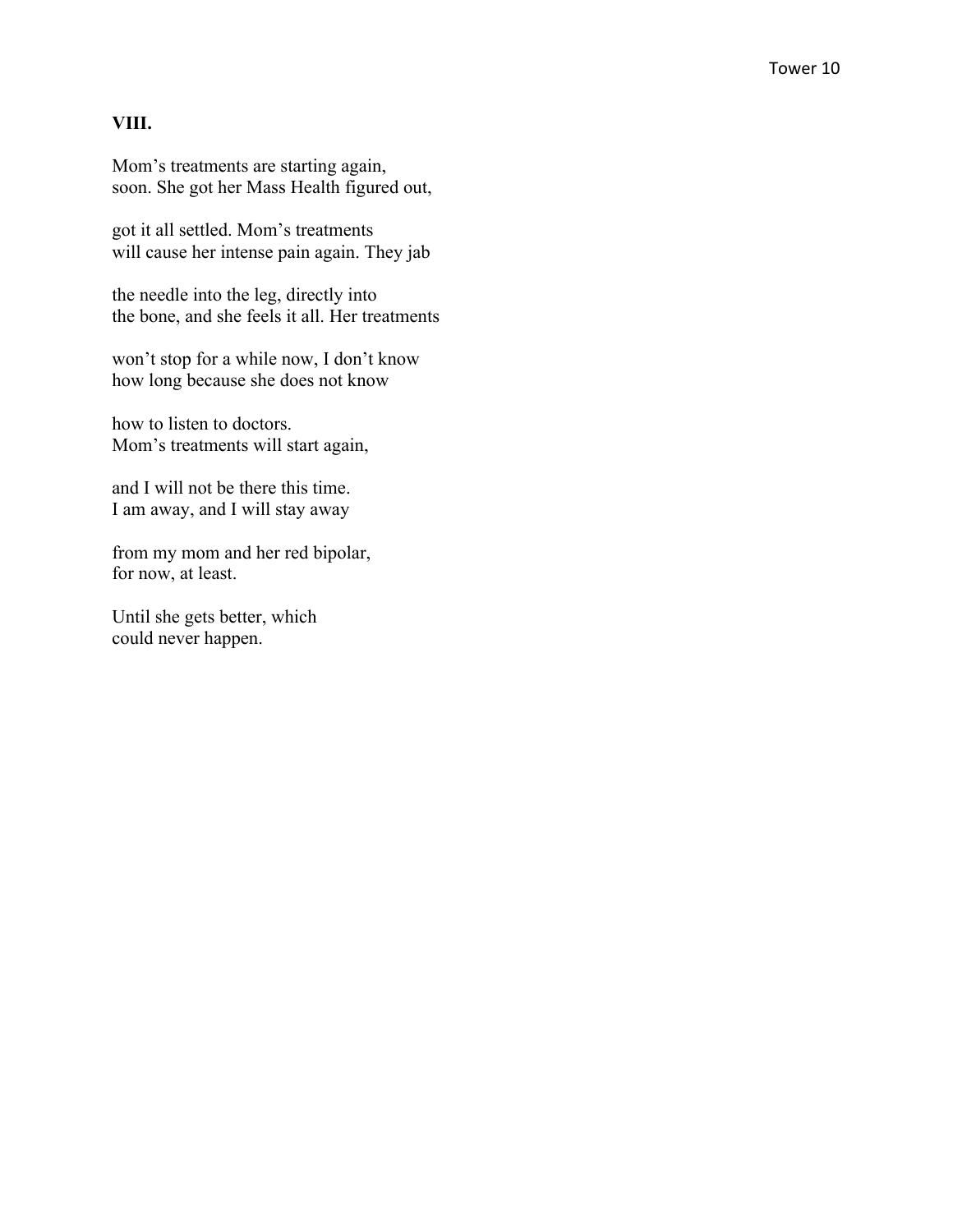**VIII.**

Mom's treatments are starting again,  
soon. She got her Mass Health figured out,

got it all settled. Mom's treatments  
will cause her intense pain again. They jab

the needle into the leg, directly into  
the bone, and she feels it all. Her treatments

won't stop for a while now, I don't know  
how long because she does not know

how to listen to doctors.  
Mom's treatments will start again,

and I will not be there this time.  
I am away, and I will stay away

from my mom and her red bipolar,  
for now, at least.

Until she gets better, which  
could never happen.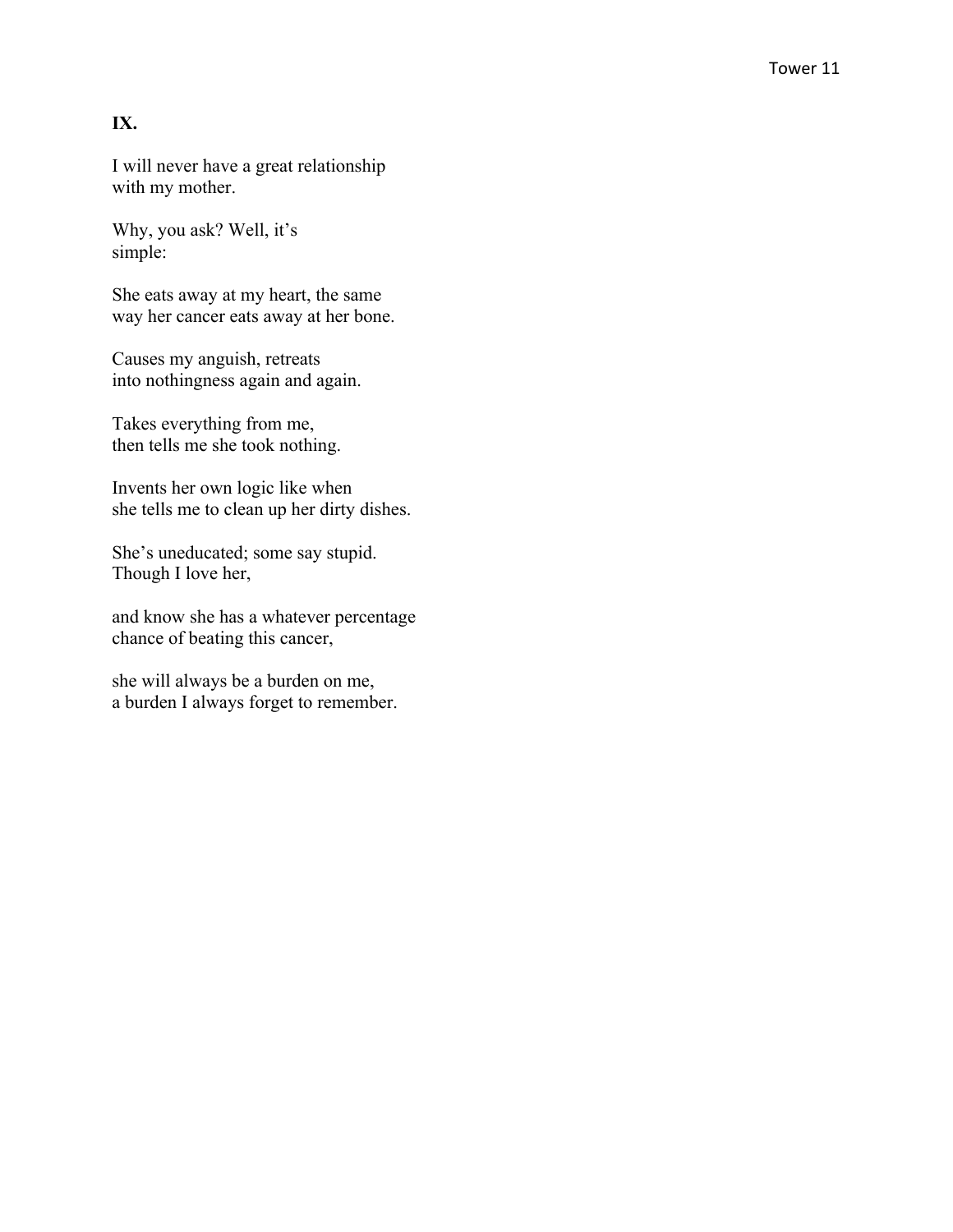**IX.**

I will never have a great relationship
with my mother.

Why, you ask? Well, it's
simple:

She eats away at my heart, the same
way her cancer eats away at her bone.

Causes my anguish, retreats
into nothingness again and again.

Takes everything from me,
then tells me she took nothing.

Invents her own logic like when
she tells me to clean up her dirty dishes.

She's uneducated; some say stupid.
Though I love her,

and know she has a whatever percentage
chance of beating this cancer,

she will always be a burden on me,
a burden I always forget to remember.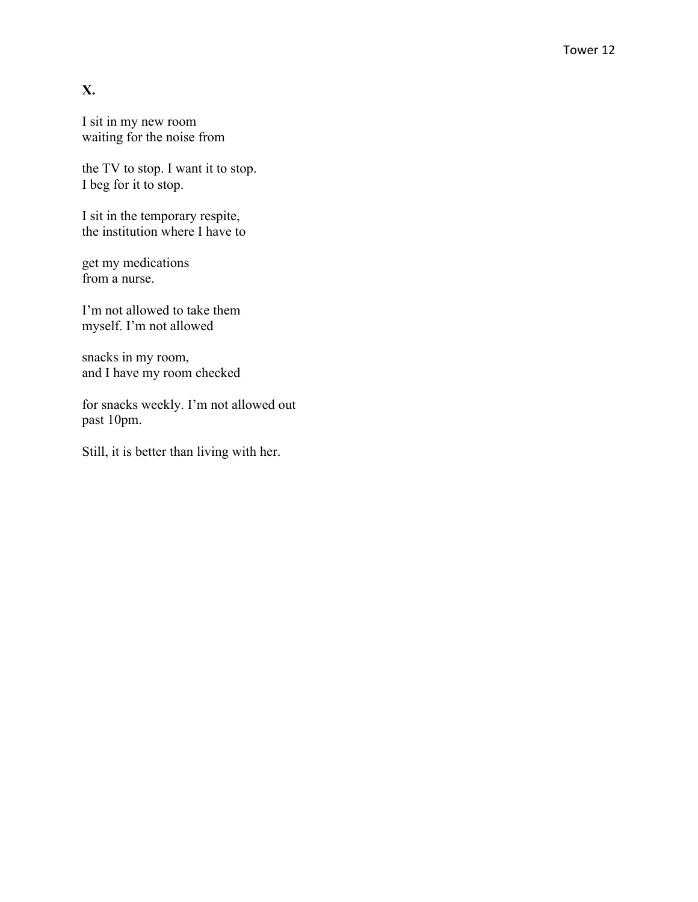**X.**

I sit in my new room  
waiting for the noise from

the TV to stop. I want it to stop.  
I beg for it to stop.

I sit in the temporary respite,  
the institution where I have to

get my medications  
from a nurse.

I'm not allowed to take them  
myself. I'm not allowed

snacks in my room,  
and I have my room checked

for snacks weekly. I'm not allowed out  
past 10pm.

Still, it is better than living with her.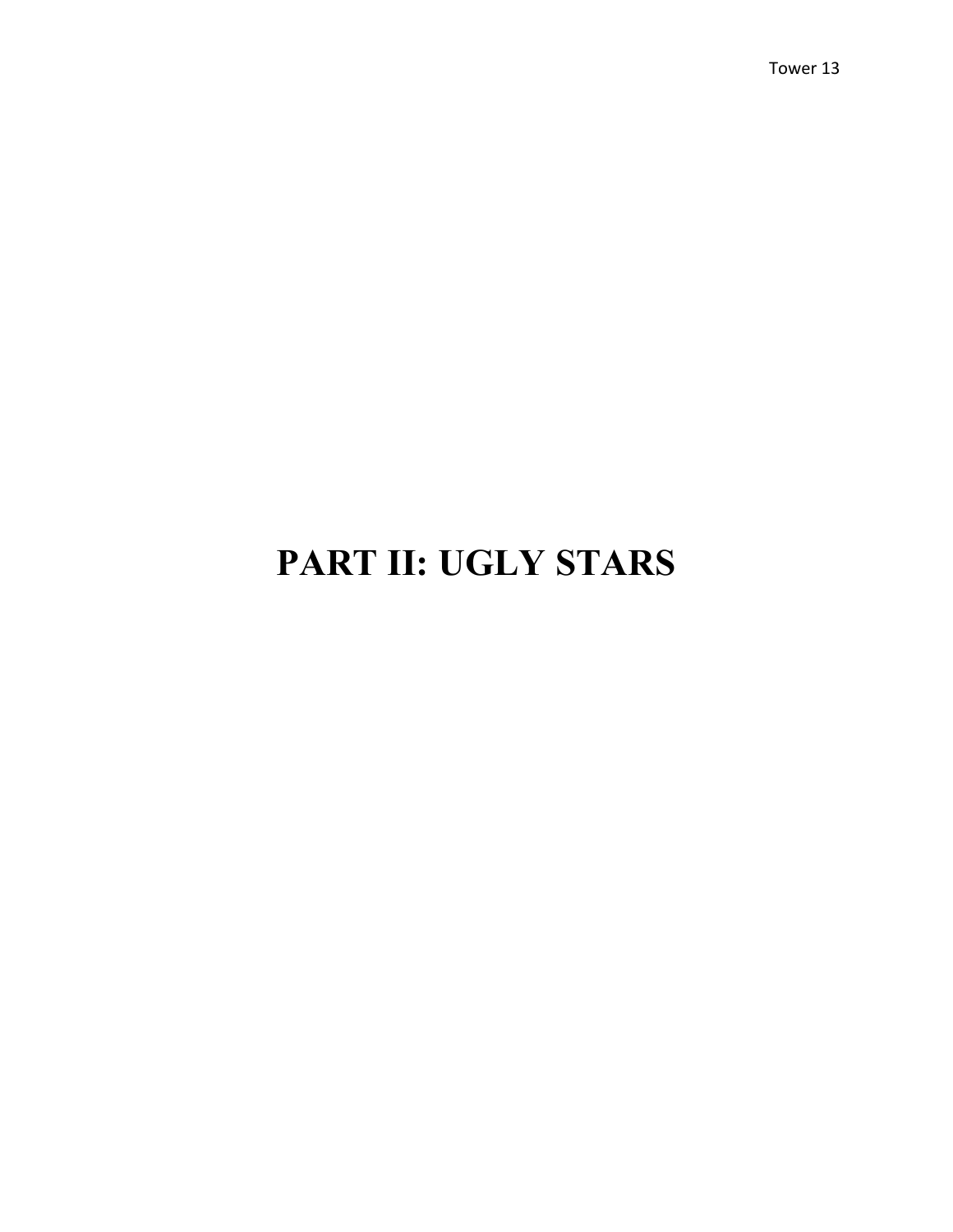# PART II: UGLY STARS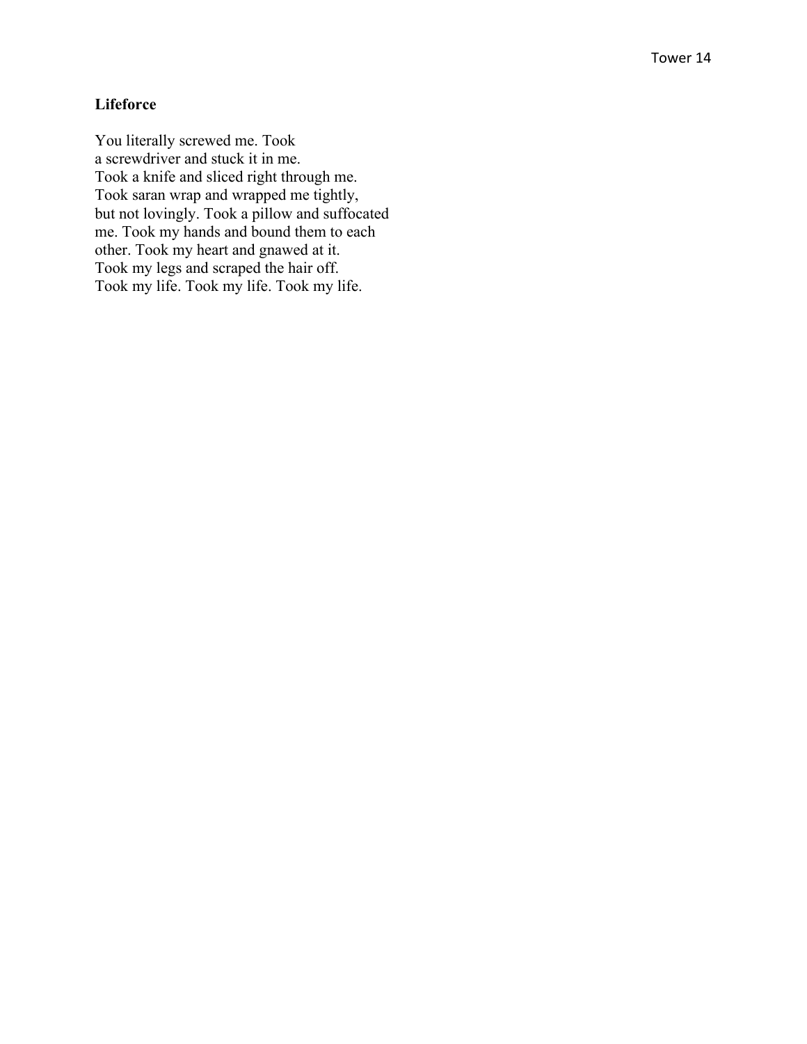**Lifeforce**

You literally screwed me. Took  
a screwdriver and stuck it in me.  
Took a knife and sliced right through me.  
Took saran wrap and wrapped me tightly,  
but not lovingly. Took a pillow and suffocated  
me. Took my hands and bound them to each  
other. Took my heart and gnawed at it.  
Took my legs and scraped the hair off.  
Took my life. Took my life. Took my life.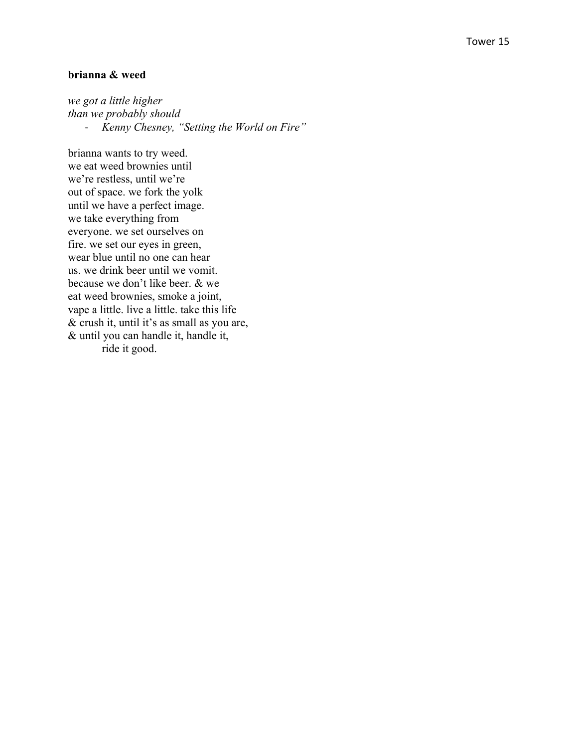**brianna & weed**

*we got a little higher*
*than we probably should*
- *Kenny Chesney, "Setting the World on Fire"*

brianna wants to try weed.
we eat weed brownies until
we're restless, until we're
out of space. we fork the yolk
until we have a perfect image.
we take everything from
everyone. we set ourselves on
fire. we set our eyes in green,
wear blue until no one can hear
us. we drink beer until we vomit.
because we don't like beer. & we
eat weed brownies, smoke a joint,
vape a little. live a little. take this life
& crush it, until it's as small as you are,
& until you can handle it, handle it,
    ride it good.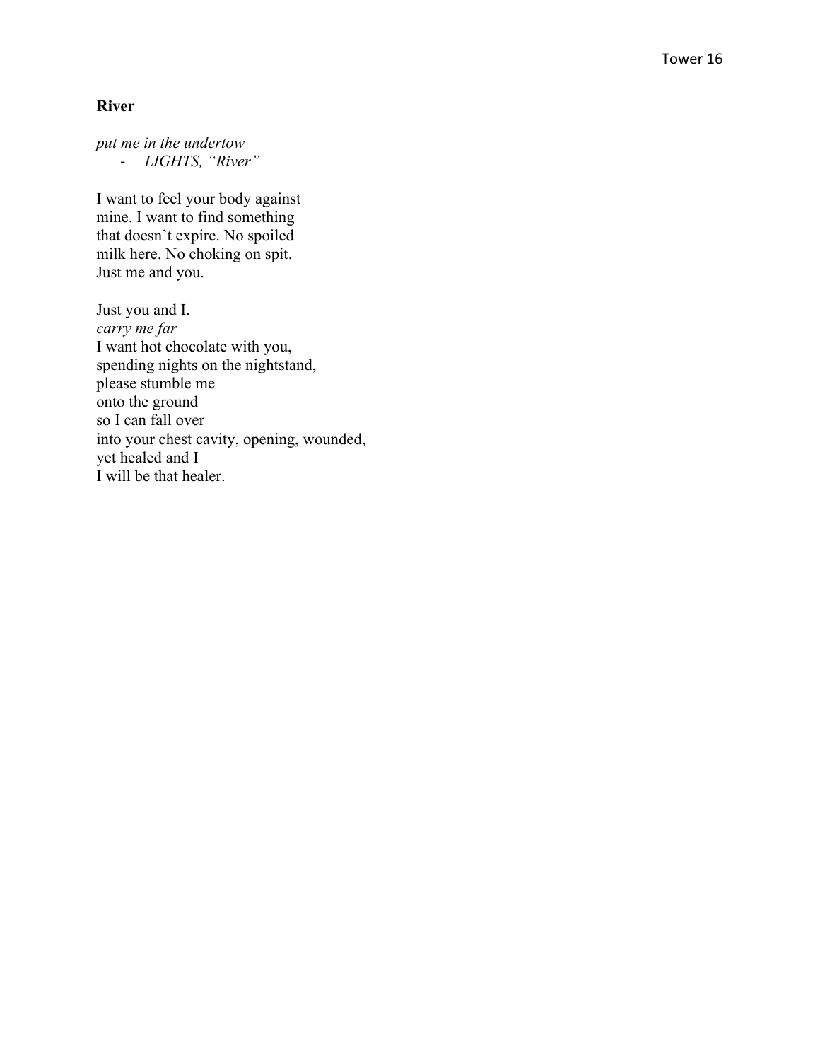**River**

*put me in the undertow*
- *LIGHTS, "River"*

I want to feel your body against
mine. I want to find something
that doesn't expire. No spoiled
milk here. No choking on spit.
Just me and you.

Just you and I.
*carry me far*
I want hot chocolate with you,
spending nights on the nightstand,
please stumble me
onto the ground
so I can fall over
into your chest cavity, opening, wounded,
yet healed and I
I will be that healer.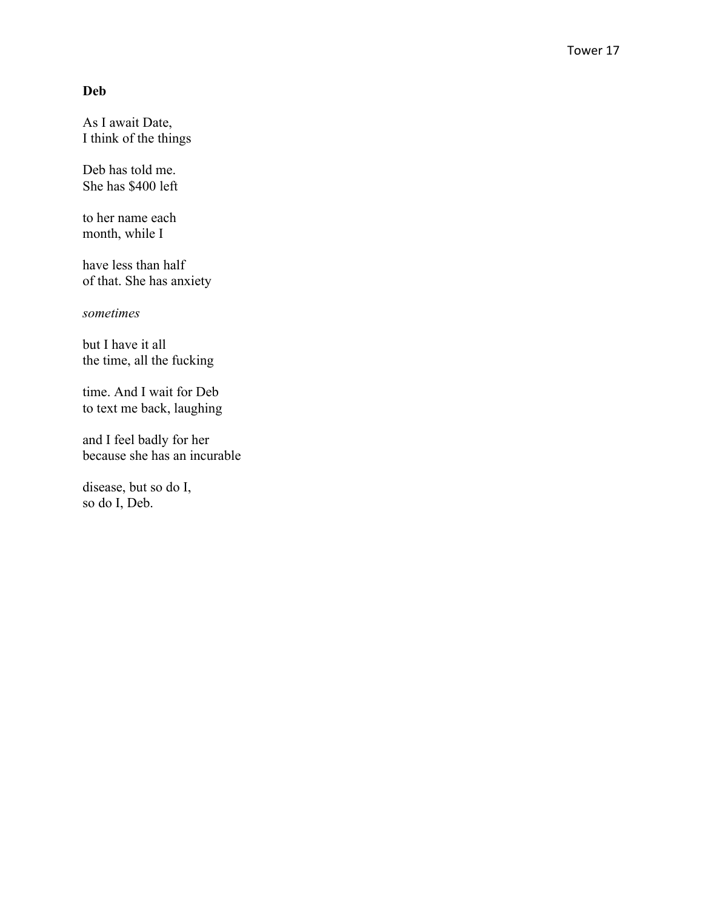**Deb**

As I await Date,  
I think of the things

Deb has told me.  
She has $400 left

to her name each  
month, while I

have less than half  
of that. She has anxiety

*sometimes*

but I have it all  
the time, all the fucking

time. And I wait for Deb  
to text me back, laughing

and I feel badly for her  
because she has an incurable

disease, but so do I,  
so do I, Deb.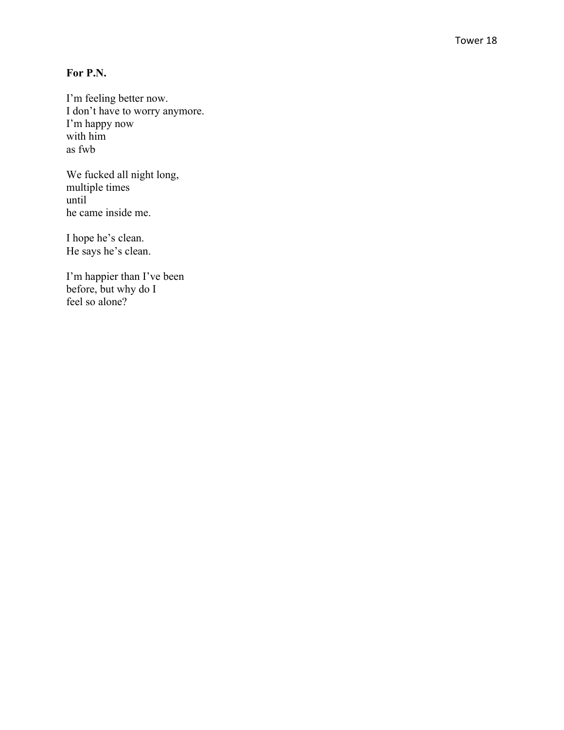**For P.N.**

I’m feeling better now.  
I don’t have to worry anymore.  
I’m happy now  
with him  
as fwb

We fucked all night long,  
multiple times  
until  
he came inside me.

I hope he’s clean.  
He says he’s clean.

I’m happier than I’ve been  
before, but why do I  
feel so alone?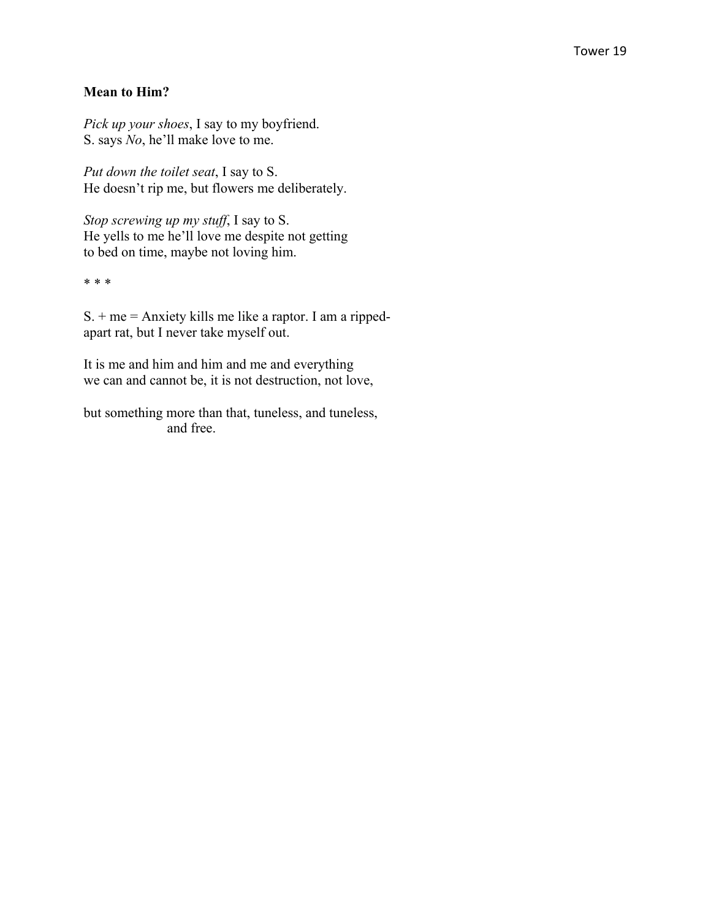**Mean to Him?**

*Pick up your shoes*, I say to my boyfriend.
S. says *No*, he'll make love to me.

*Put down the toilet seat*, I say to S.
He doesn't rip me, but flowers me deliberately.

*Stop screwing up my stuff*, I say to S.
He yells to me he'll love me despite not getting
to bed on time, maybe not loving him.

* * *

S. + me = Anxiety kills me like a raptor. I am a ripped-
apart rat, but I never take myself out.

It is me and him and him and me and everything
we can and cannot be, it is not destruction, not love,

but something more than that, tuneless, and tuneless,
                    and free.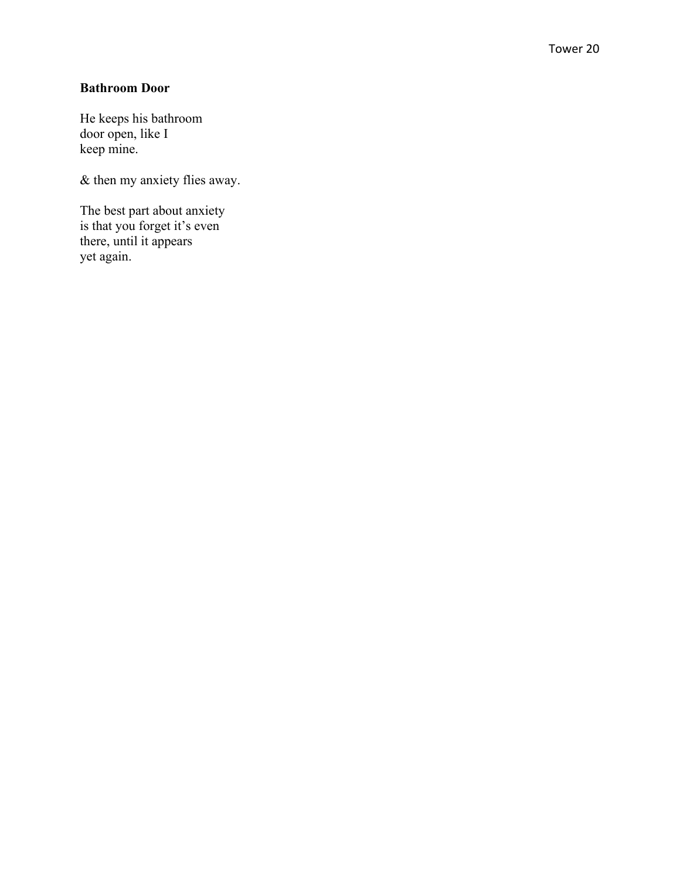**Bathroom Door**

He keeps his bathroom  
door open, like I  
keep mine.

& then my anxiety flies away.

The best part about anxiety  
is that you forget it's even  
there, until it appears  
yet again.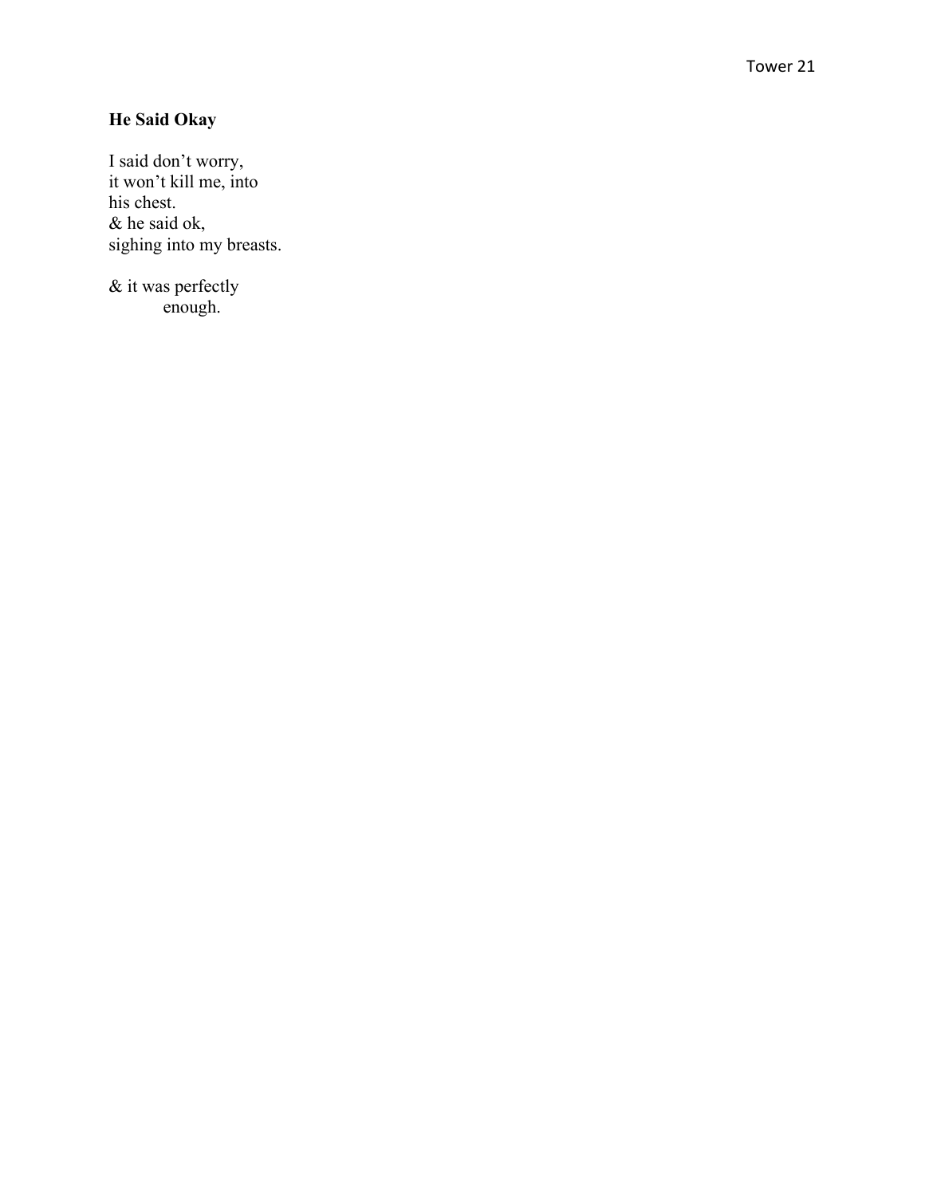**He Said Okay**

I said don't worry,  
it won't kill me, into  
his chest.  
& he said ok,  
sighing into my breasts.

& it was perfectly  
&nbsp;&nbsp;&nbsp;&nbsp;&nbsp;&nbsp;&nbsp;&nbsp;&nbsp;&nbsp;enough.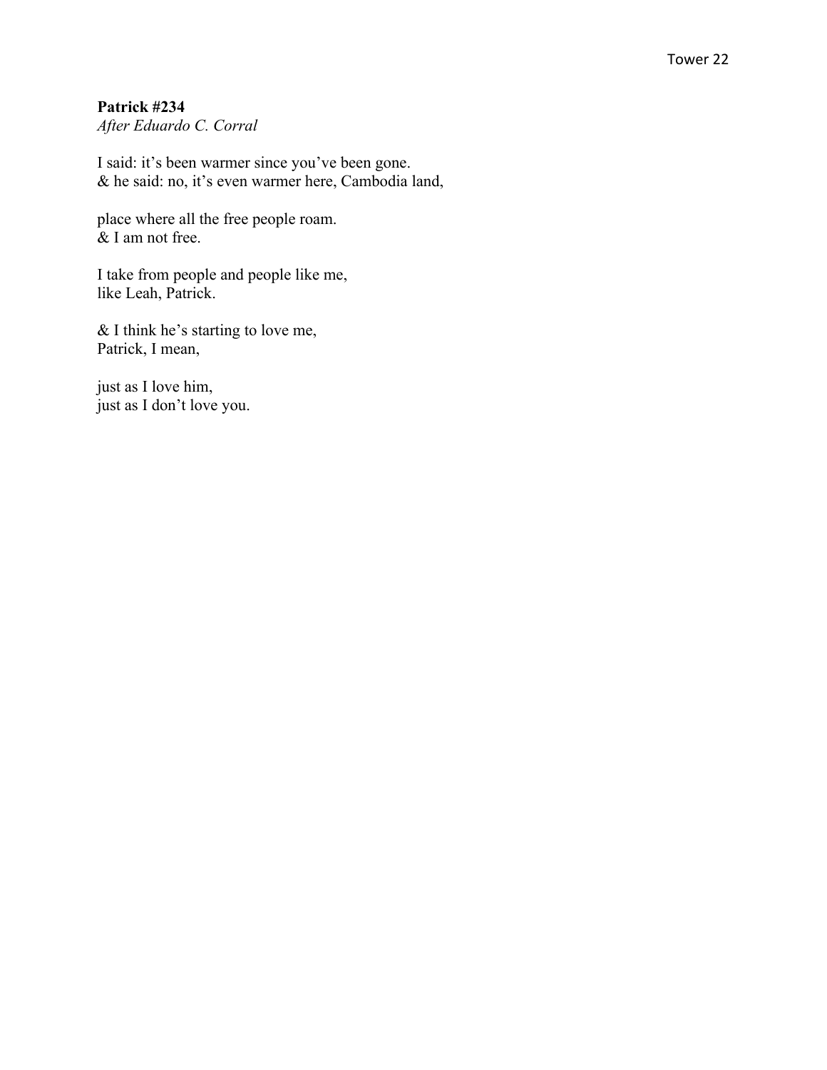**Patrick #234**
*After Eduardo C. Corral*

I said: it's been warmer since you've been gone.
& he said: no, it's even warmer here, Cambodia land,

place where all the free people roam.
& I am not free.

I take from people and people like me,
like Leah, Patrick.

& I think he's starting to love me,
Patrick, I mean,

just as I love him,
just as I don't love you.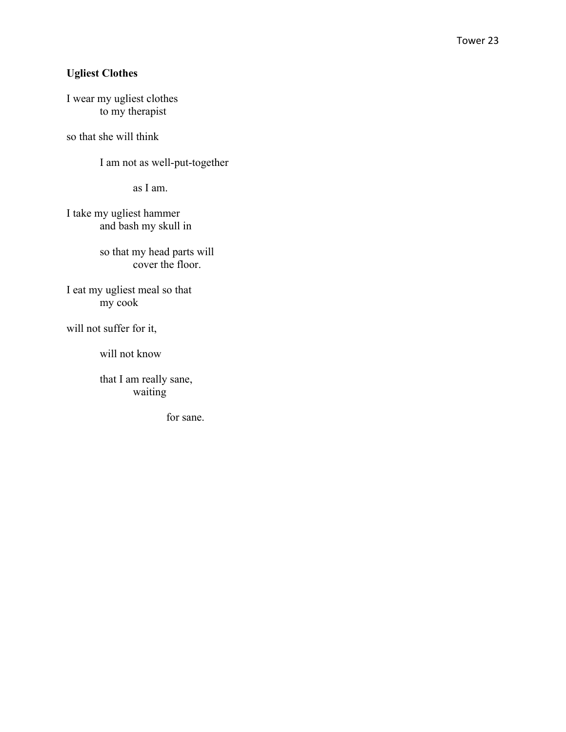**Ugliest Clothes**

I wear my ugliest clothes  
    to my therapist

so that she will think

    I am not as well-put-together

        as I am.

I take my ugliest hammer  
    and bash my skull in

    so that my head parts will  
        cover the floor.

I eat my ugliest meal so that  
    my cook

will not suffer for it,

    will not know

    that I am really sane,  
        waiting

            for sane.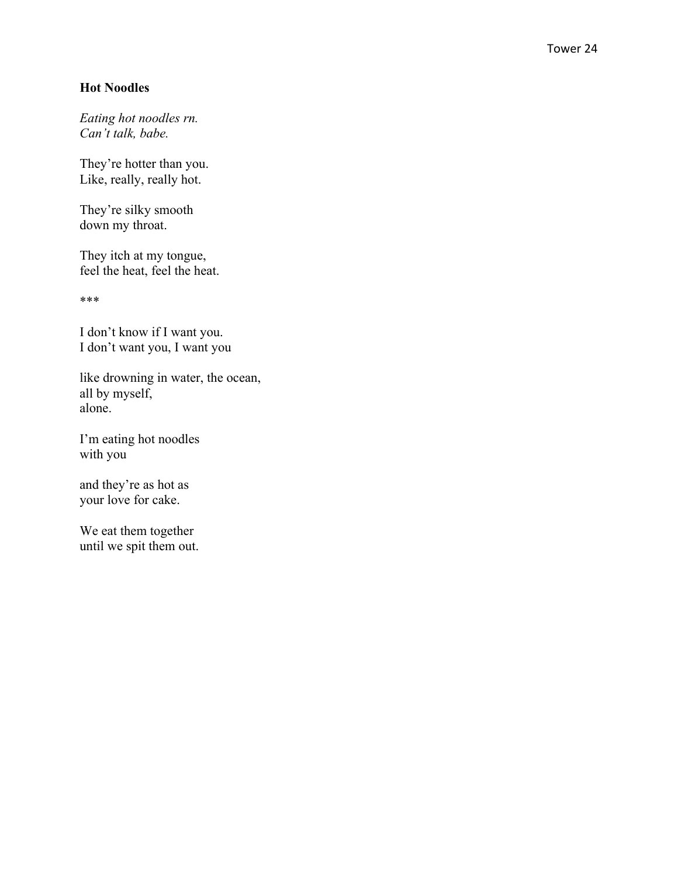**Hot Noodles**

*Eating hot noodles rn.*  
*Can't talk, babe.*

They're hotter than you.  
Like, really, really hot.

They're silky smooth  
down my throat.

They itch at my tongue,  
feel the heat, feel the heat.

***

I don't know if I want you.  
I don't want you, I want you

like drowning in water, the ocean,  
all by myself,  
alone.

I'm eating hot noodles  
with you

and they're as hot as  
your love for cake.

We eat them together  
until we spit them out.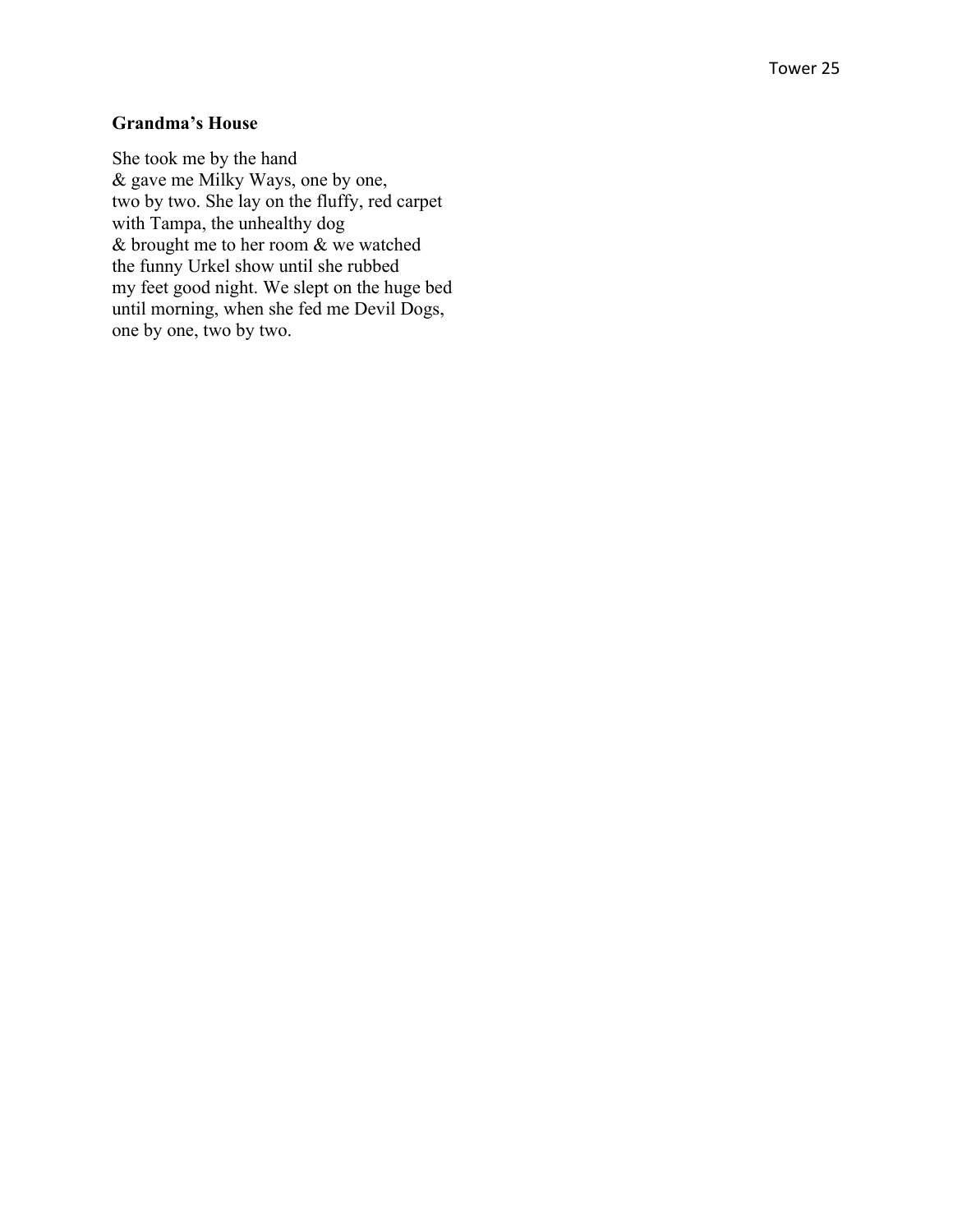**Grandma's House**

She took me by the hand  
& gave me Milky Ways, one by one,  
two by two. She lay on the fluffy, red carpet  
with Tampa, the unhealthy dog  
& brought me to her room & we watched  
the funny Urkel show until she rubbed  
my feet good night. We slept on the huge bed  
until morning, when she fed me Devil Dogs,  
one by one, two by two.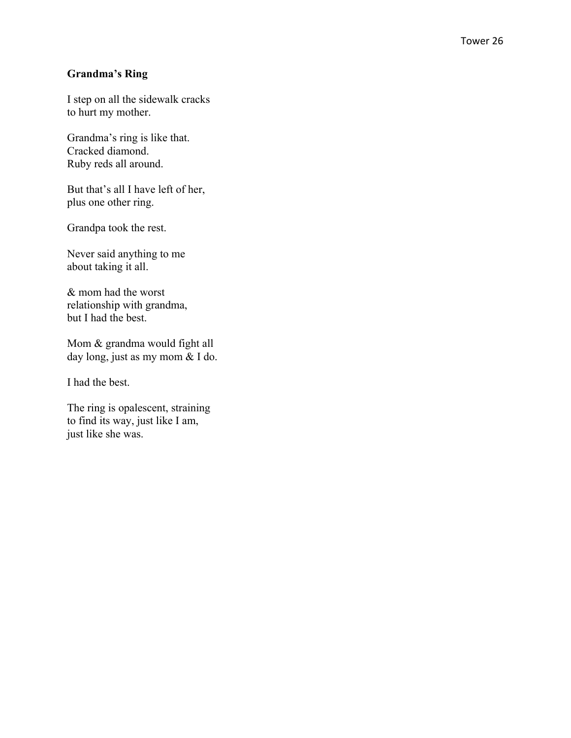**Grandma's Ring**

I step on all the sidewalk cracks  
to hurt my mother.

Grandma's ring is like that.  
Cracked diamond.  
Ruby reds all around.

But that's all I have left of her,  
plus one other ring.

Grandpa took the rest.

Never said anything to me  
about taking it all.

& mom had the worst  
relationship with grandma,  
but I had the best.

Mom & grandma would fight all  
day long, just as my mom & I do.

I had the best.

The ring is opalescent, straining  
to find its way, just like I am,  
just like she was.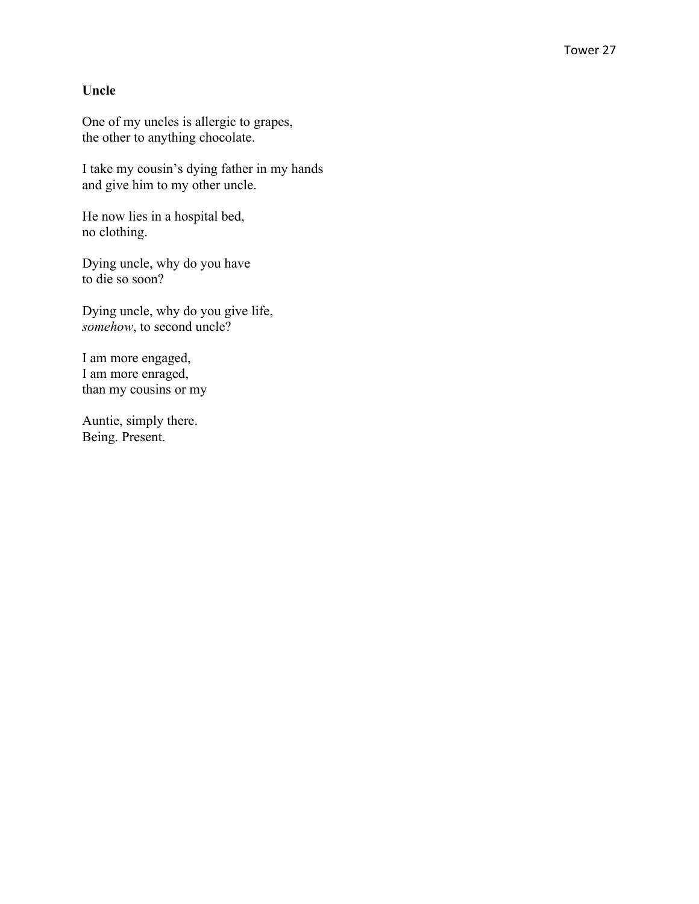### Uncle

One of my uncles is allergic to grapes,  
the other to anything chocolate.

I take my cousin's dying father in my hands  
and give him to my other uncle.

He now lies in a hospital bed,  
no clothing.

Dying uncle, why do you have  
to die so soon?

Dying uncle, why do you give life,  
*somehow*, to second uncle?

I am more engaged,  
I am more enraged,  
than my cousins or my

Auntie, simply there.  
Being. Present.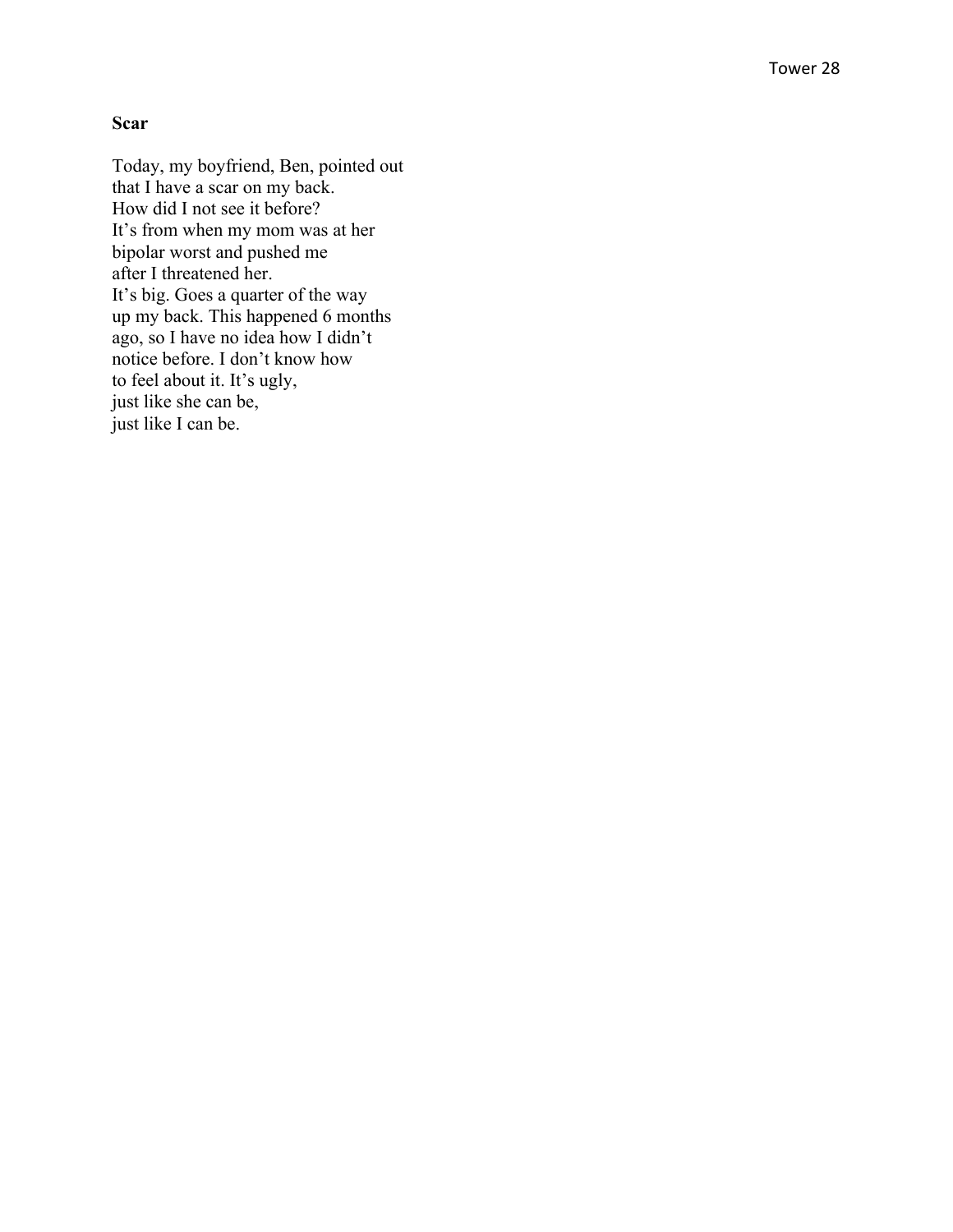**Scar**

Today, my boyfriend, Ben, pointed out
that I have a scar on my back.
How did I not see it before?
It's from when my mom was at her
bipolar worst and pushed me
after I threatened her.
It's big. Goes a quarter of the way
up my back. This happened 6 months
ago, so I have no idea how I didn't
notice before. I don't know how
to feel about it. It's ugly,
just like she can be,
just like I can be.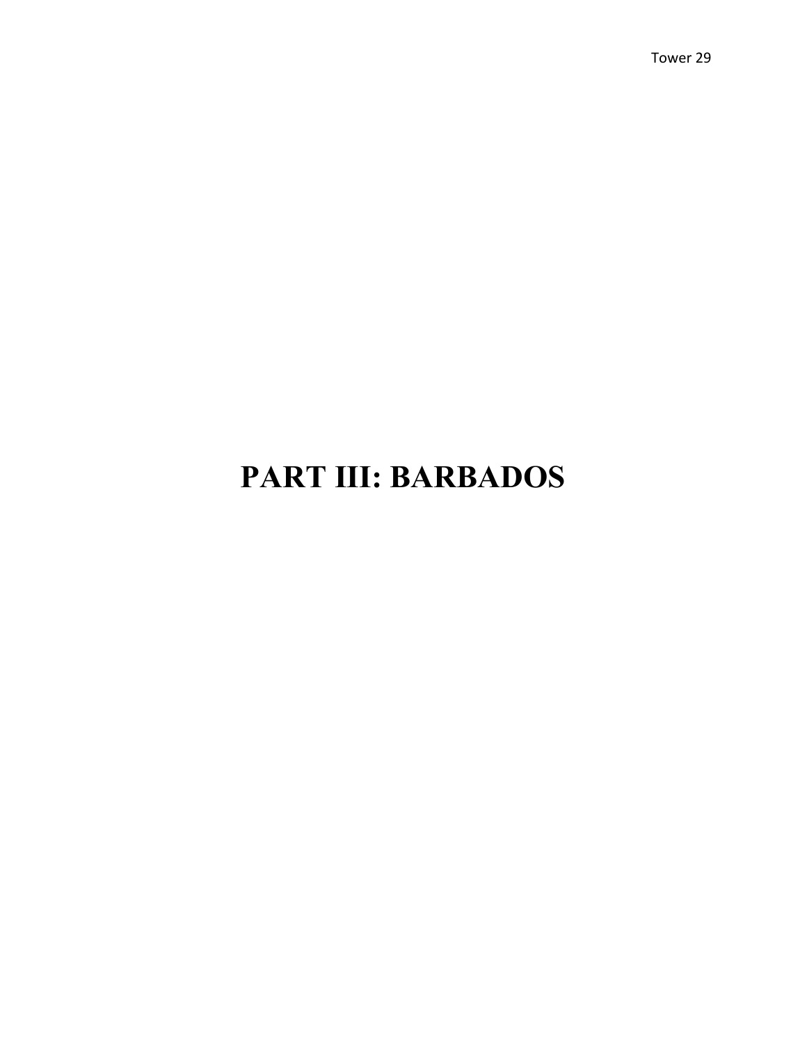# PART III: BARBADOS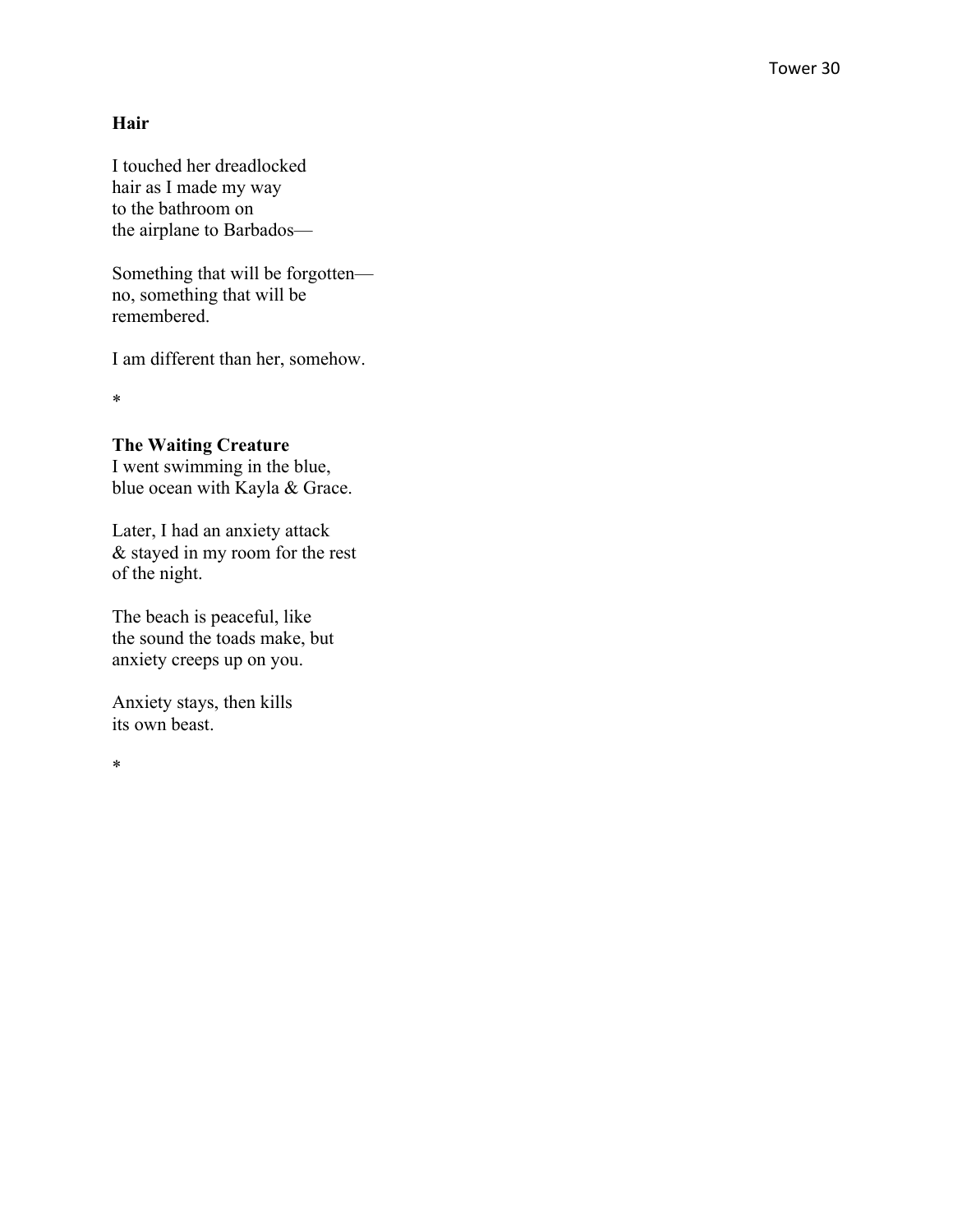**Hair**

I touched her dreadlocked
hair as I made my way
to the bathroom on
the airplane to Barbados—

Something that will be forgotten—
no, something that will be
remembered.

I am different than her, somehow.

*

**The Waiting Creature**
I went swimming in the blue,
blue ocean with Kayla & Grace.

Later, I had an anxiety attack
& stayed in my room for the rest
of the night.

The beach is peaceful, like
the sound the toads make, but
anxiety creeps up on you.

Anxiety stays, then kills
its own beast.

*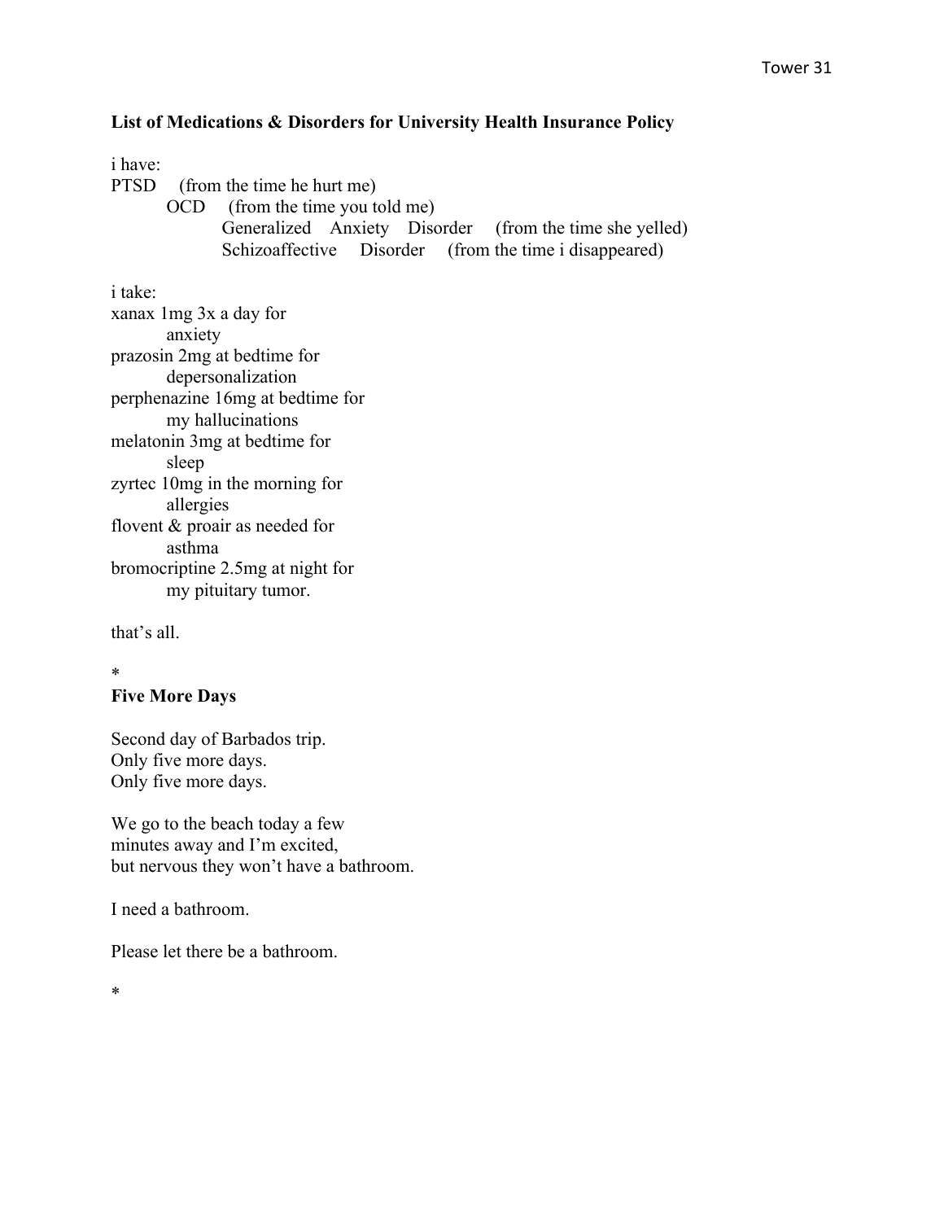**List of Medications & Disorders for University Health Insurance Policy**

i have:
PTSD (from the time he hurt me)
    OCD (from the time you told me)
        Generalized Anxiety Disorder (from the time she yelled)
        Schizoaffective Disorder (from the time i disappeared)

i take:
xanax 1mg 3x a day for
    anxiety
prazosin 2mg at bedtime for
    depersonalization
perphenazine 16mg at bedtime for
    my hallucinations
melatonin 3mg at bedtime for
    sleep
zyrtec 10mg in the morning for
    allergies
flovent & proair as needed for
    asthma
bromocriptine 2.5mg at night for
    my pituitary tumor.

that's all.

*

**Five More Days**

Second day of Barbados trip.
Only five more days.
Only five more days.

We go to the beach today a few
minutes away and I'm excited,
but nervous they won't have a bathroom.

I need a bathroom.

Please let there be a bathroom.

*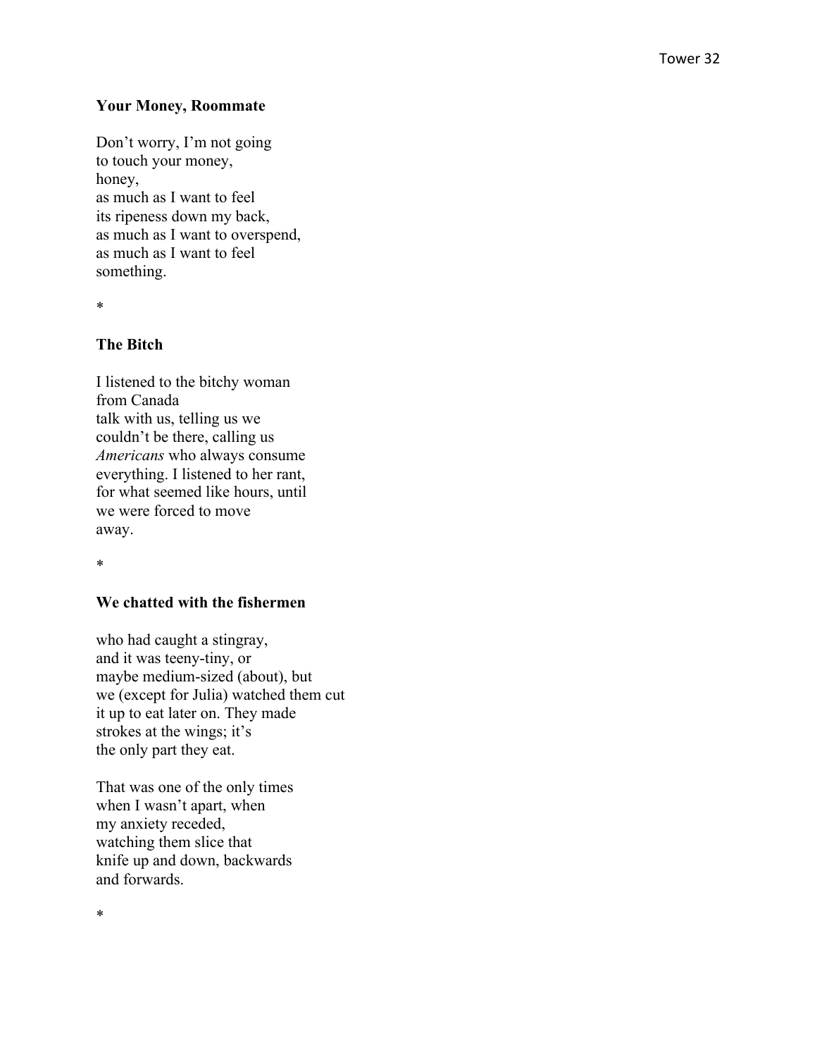**Your Money, Roommate**

Don't worry, I'm not going  
to touch your money,  
honey,  
as much as I want to feel  
its ripeness down my back,  
as much as I want to overspend,  
as much as I want to feel  
something.

*

**The Bitch**

I listened to the bitchy woman  
from Canada  
talk with us, telling us we  
couldn't be there, calling us  
*Americans* who always consume  
everything. I listened to her rant,  
for what seemed like hours, until  
we were forced to move  
away.

*

**We chatted with the fishermen**

who had caught a stingray,  
and it was teeny-tiny, or  
maybe medium-sized (about), but  
we (except for Julia) watched them cut  
it up to eat later on. They made  
strokes at the wings; it's  
the only part they eat.

That was one of the only times  
when I wasn't apart, when  
my anxiety receded,  
watching them slice that  
knife up and down, backwards  
and forwards.

*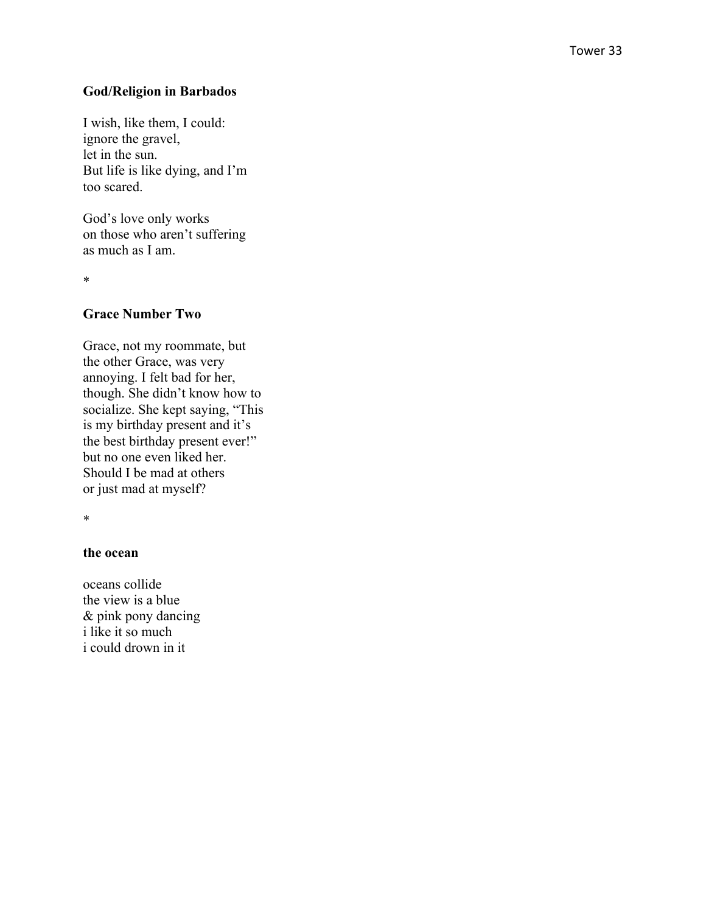**God/Religion in Barbados**

I wish, like them, I could:  
ignore the gravel,  
let in the sun.  
But life is like dying, and I'm  
too scared.

God's love only works  
on those who aren't suffering  
as much as I am.

*

**Grace Number Two**

Grace, not my roommate, but  
the other Grace, was very  
annoying. I felt bad for her,  
though. She didn't know how to  
socialize. She kept saying, "This  
is my birthday present and it's  
the best birthday present ever!"  
but no one even liked her.  
Should I be mad at others  
or just mad at myself?

*

**the ocean**

oceans collide  
the view is a blue  
& pink pony dancing  
i like it so much  
i could drown in it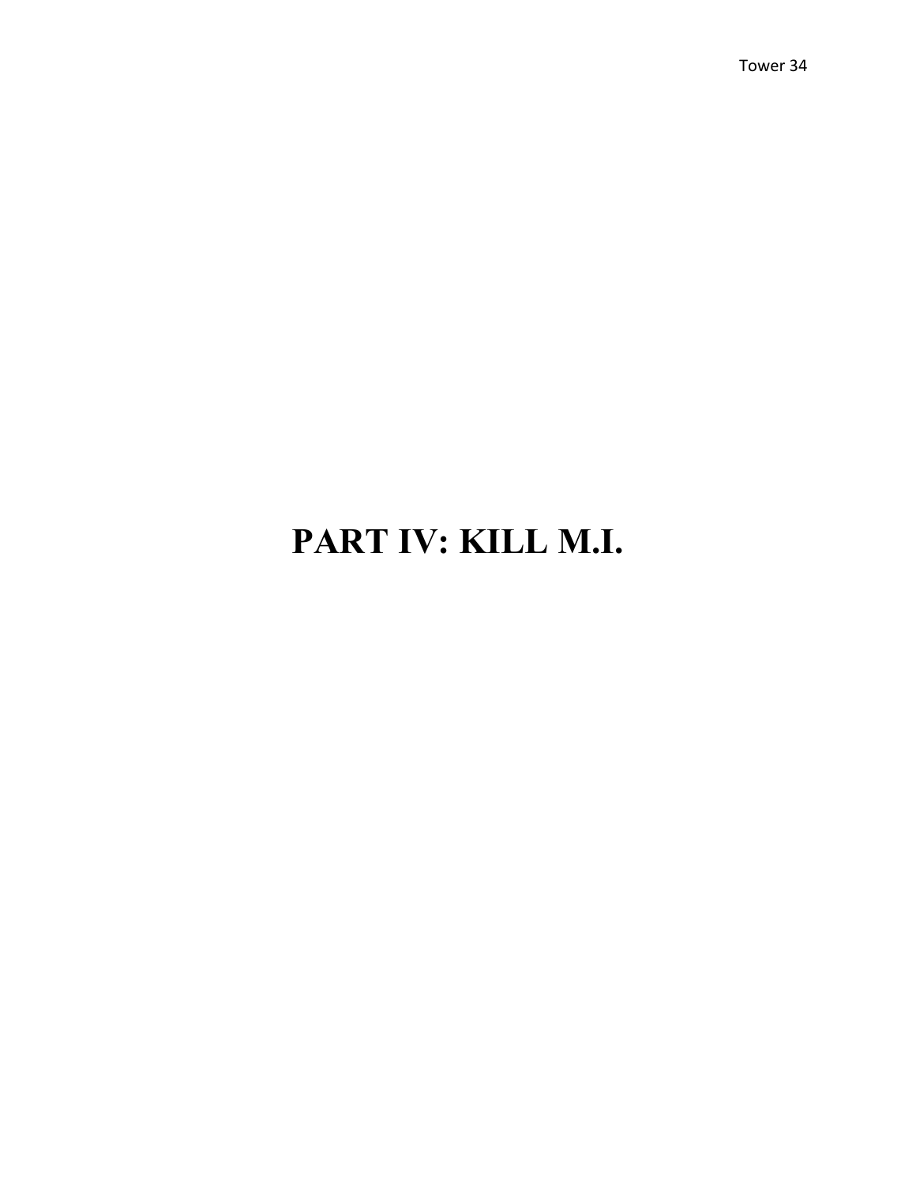# PART IV: KILL M.I.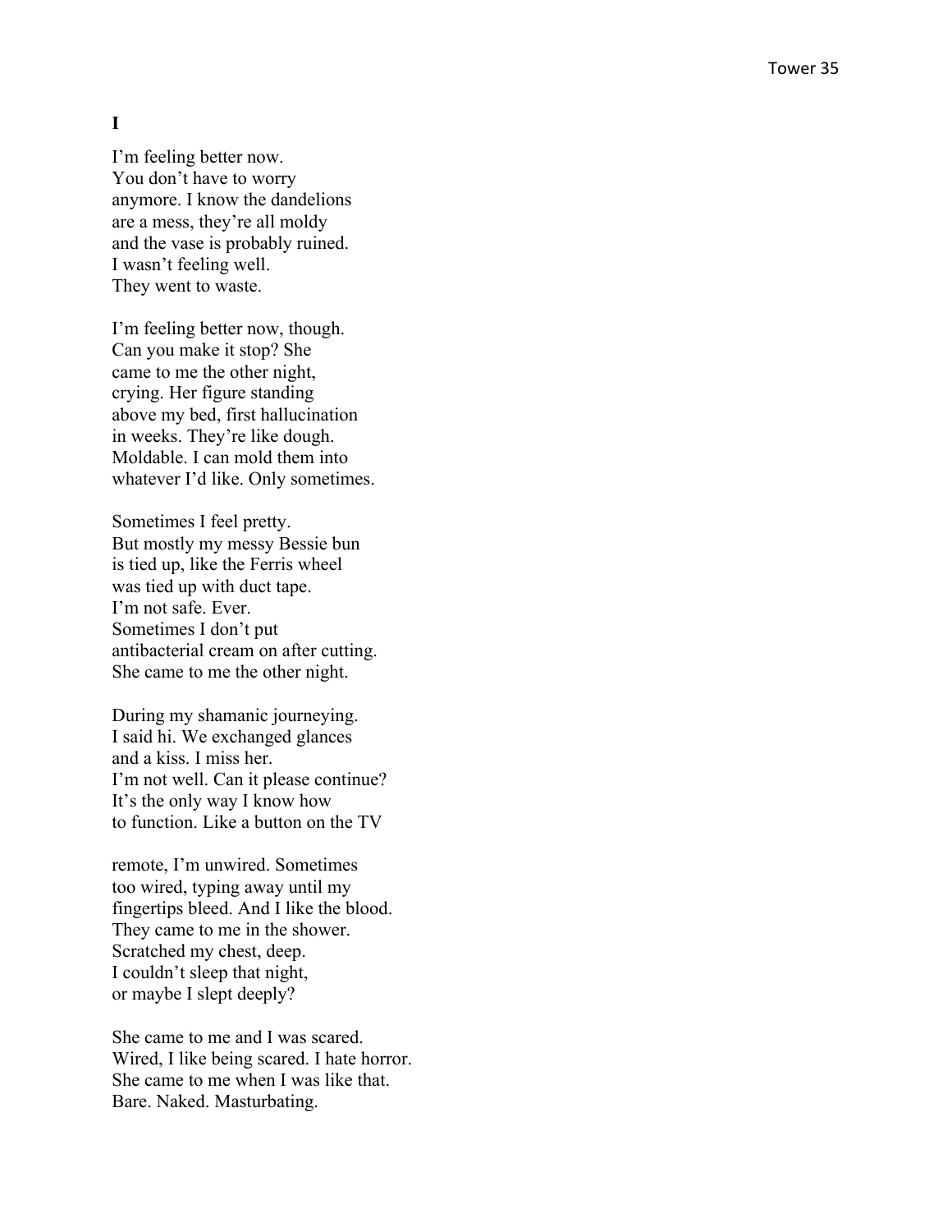**I**

I'm feeling better now.  
You don't have to worry  
anymore. I know the dandelions  
are a mess, they're all moldy  
and the vase is probably ruined.  
I wasn't feeling well.  
They went to waste.

I'm feeling better now, though.  
Can you make it stop? She  
came to me the other night,  
crying. Her figure standing  
above my bed, first hallucination  
in weeks. They're like dough.  
Moldable. I can mold them into  
whatever I'd like. Only sometimes.

Sometimes I feel pretty.  
But mostly my messy Bessie bun  
is tied up, like the Ferris wheel  
was tied up with duct tape.  
I'm not safe. Ever.  
Sometimes I don't put  
antibacterial cream on after cutting.  
She came to me the other night.

During my shamanic journeying.  
I said hi. We exchanged glances  
and a kiss. I miss her.  
I'm not well. Can it please continue?  
It's the only way I know how  
to function. Like a button on the TV

remote, I'm unwired. Sometimes  
too wired, typing away until my  
fingertips bleed. And I like the blood.  
They came to me in the shower.  
Scratched my chest, deep.  
I couldn't sleep that night,  
or maybe I slept deeply?

She came to me and I was scared.  
Wired, I like being scared. I hate horror.  
She came to me when I was like that.  
Bare. Naked. Masturbating.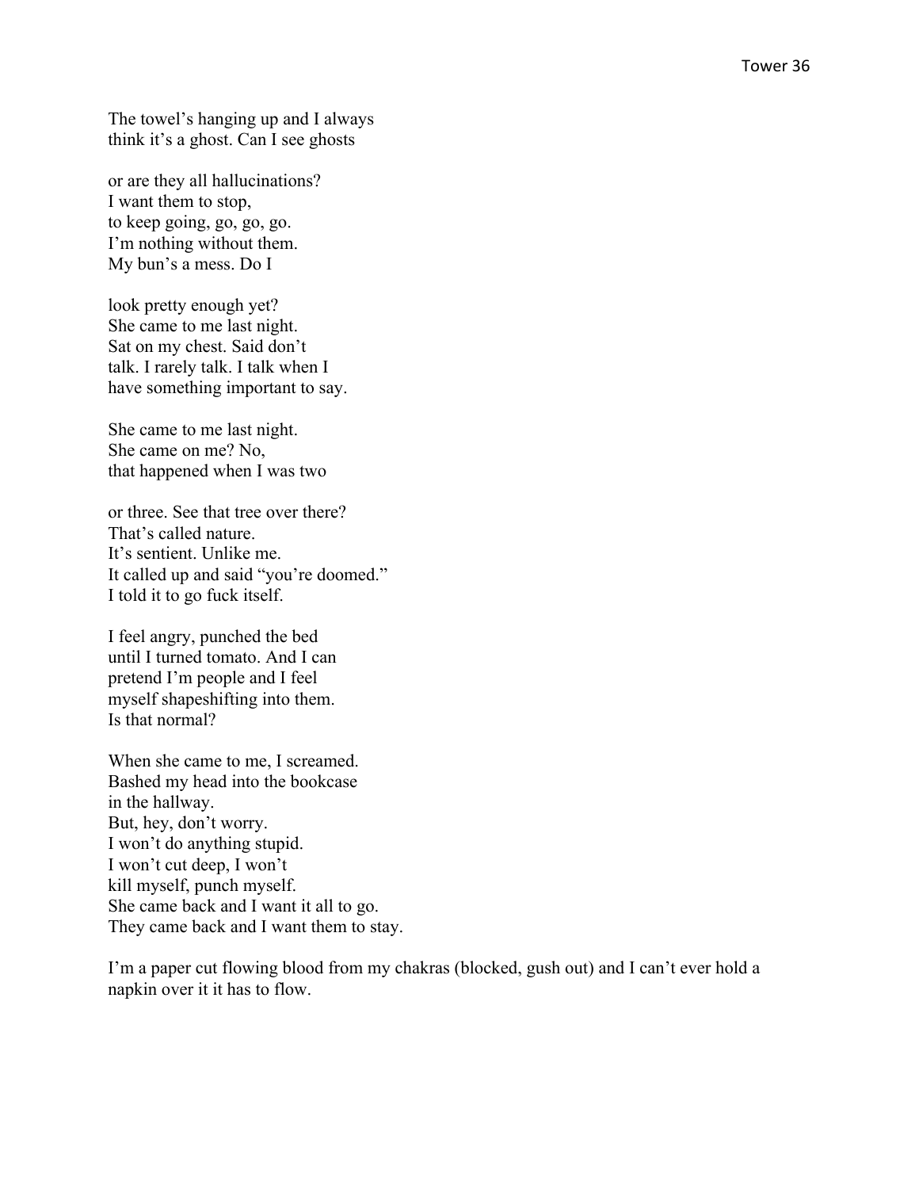The towel's hanging up and I always
think it's a ghost. Can I see ghosts

or are they all hallucinations?
I want them to stop,
to keep going, go, go, go.
I'm nothing without them.
My bun's a mess. Do I

look pretty enough yet?
She came to me last night.
Sat on my chest. Said don't
talk. I rarely talk. I talk when I
have something important to say.

She came to me last night.
She came on me? No,
that happened when I was two

or three. See that tree over there?
That's called nature.
It's sentient. Unlike me.
It called up and said "you're doomed."
I told it to go fuck itself.

I feel angry, punched the bed
until I turned tomato. And I can
pretend I'm people and I feel
myself shapeshifting into them.
Is that normal?

When she came to me, I screamed.
Bashed my head into the bookcase
in the hallway.
But, hey, don't worry.
I won't do anything stupid.
I won't cut deep, I won't
kill myself, punch myself.
She came back and I want it all to go.
They came back and I want them to stay.

I'm a paper cut flowing blood from my chakras (blocked, gush out) and I can't ever hold a napkin over it it has to flow.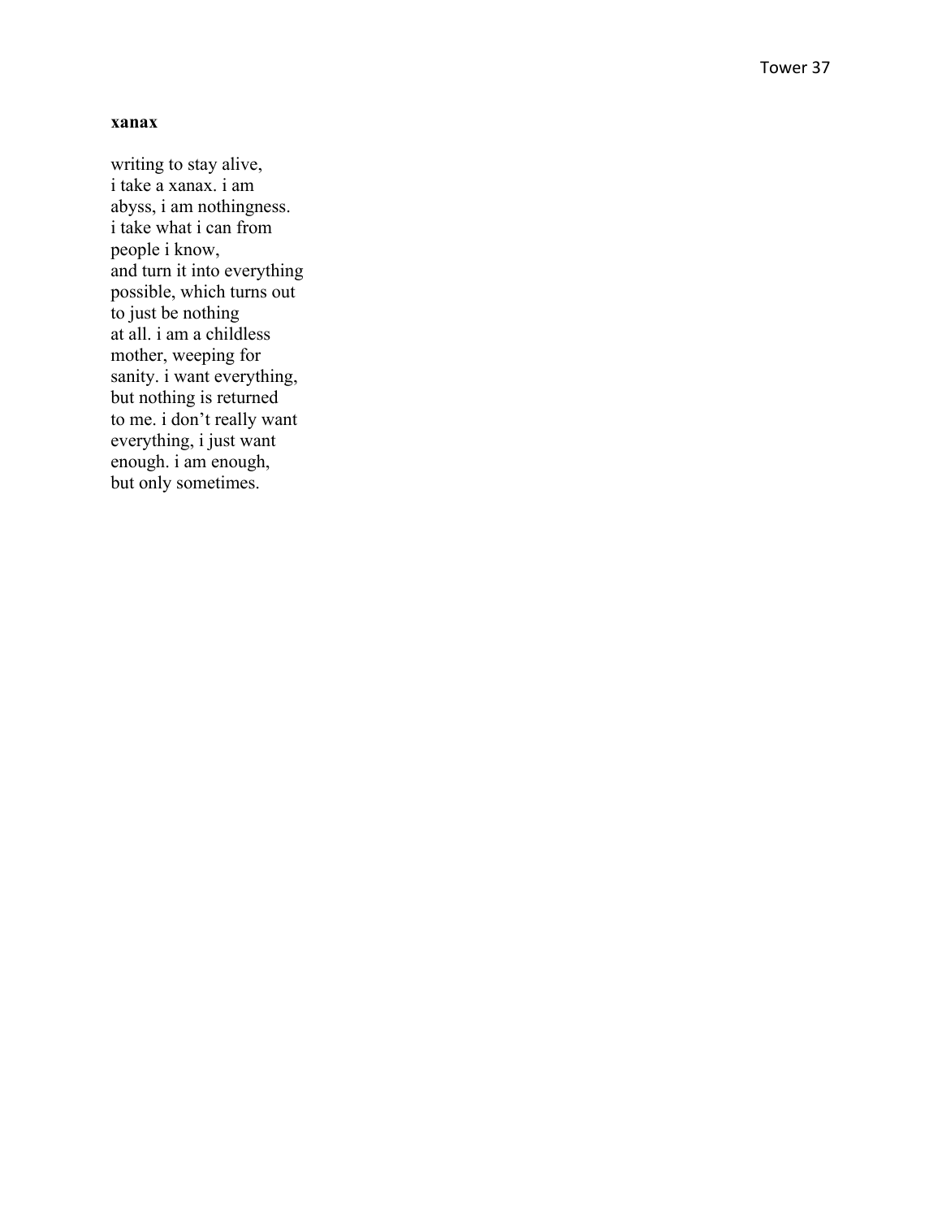**xanax**

writing to stay alive,  
i take a xanax. i am  
abyss, i am nothingness.  
i take what i can from  
people i know,  
and turn it into everything  
possible, which turns out  
to just be nothing  
at all. i am a childless  
mother, weeping for  
sanity. i want everything,  
but nothing is returned  
to me. i don't really want  
everything, i just want  
enough. i am enough,  
but only sometimes.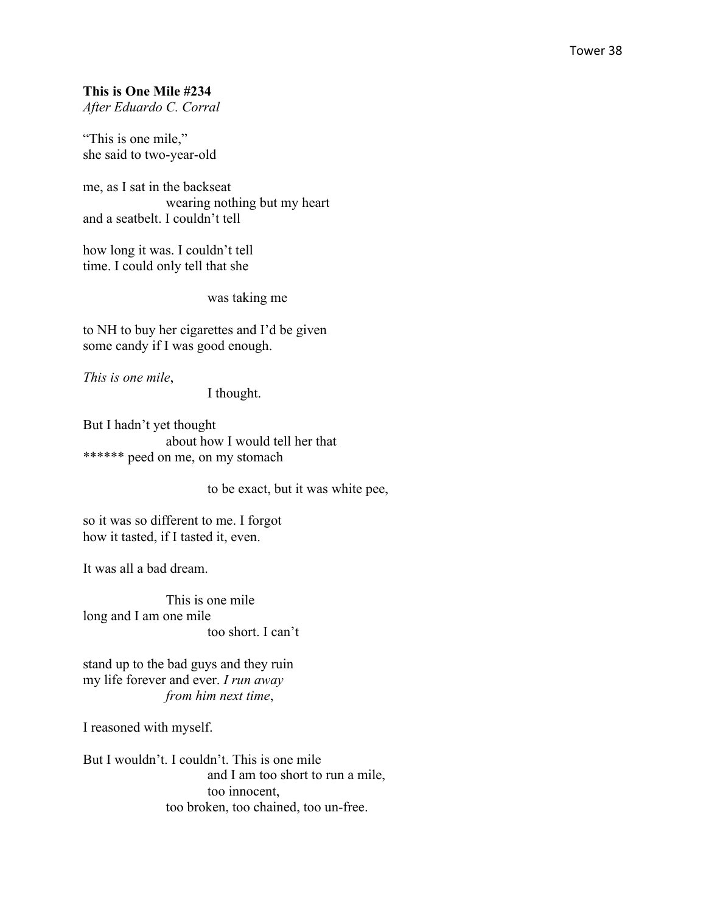**This is One Mile #234**
*After Eduardo C. Corral*

"This is one mile,"
she said to two-year-old

me, as I sat in the backseat
wearing nothing but my heart
and a seatbelt. I couldn't tell

how long it was. I couldn't tell
time. I could only tell that she

was taking me

to NH to buy her cigarettes and I'd be given
some candy if I was good enough.

*This is one mile*,
I thought.

But I hadn't yet thought
about how I would tell her that
****** peed on me, on my stomach

to be exact, but it was white pee,

so it was so different to me. I forgot
how it tasted, if I tasted it, even.

It was all a bad dream.

This is one mile
long and I am one mile
too short. I can't

stand up to the bad guys and they ruin
my life forever and ever. *I run away*
*from him next time*,

I reasoned with myself.

But I wouldn't. I couldn't. This is one mile
and I am too short to run a mile,
too innocent,
too broken, too chained, too un-free.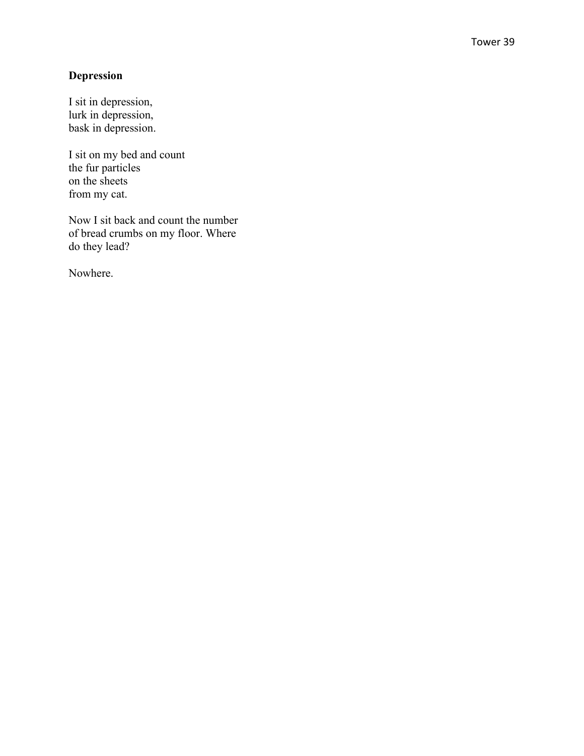**Depression**

I sit in depression,  
lurk in depression,  
bask in depression.

I sit on my bed and count  
the fur particles  
on the sheets  
from my cat.

Now I sit back and count the number  
of bread crumbs on my floor. Where  
do they lead?

Nowhere.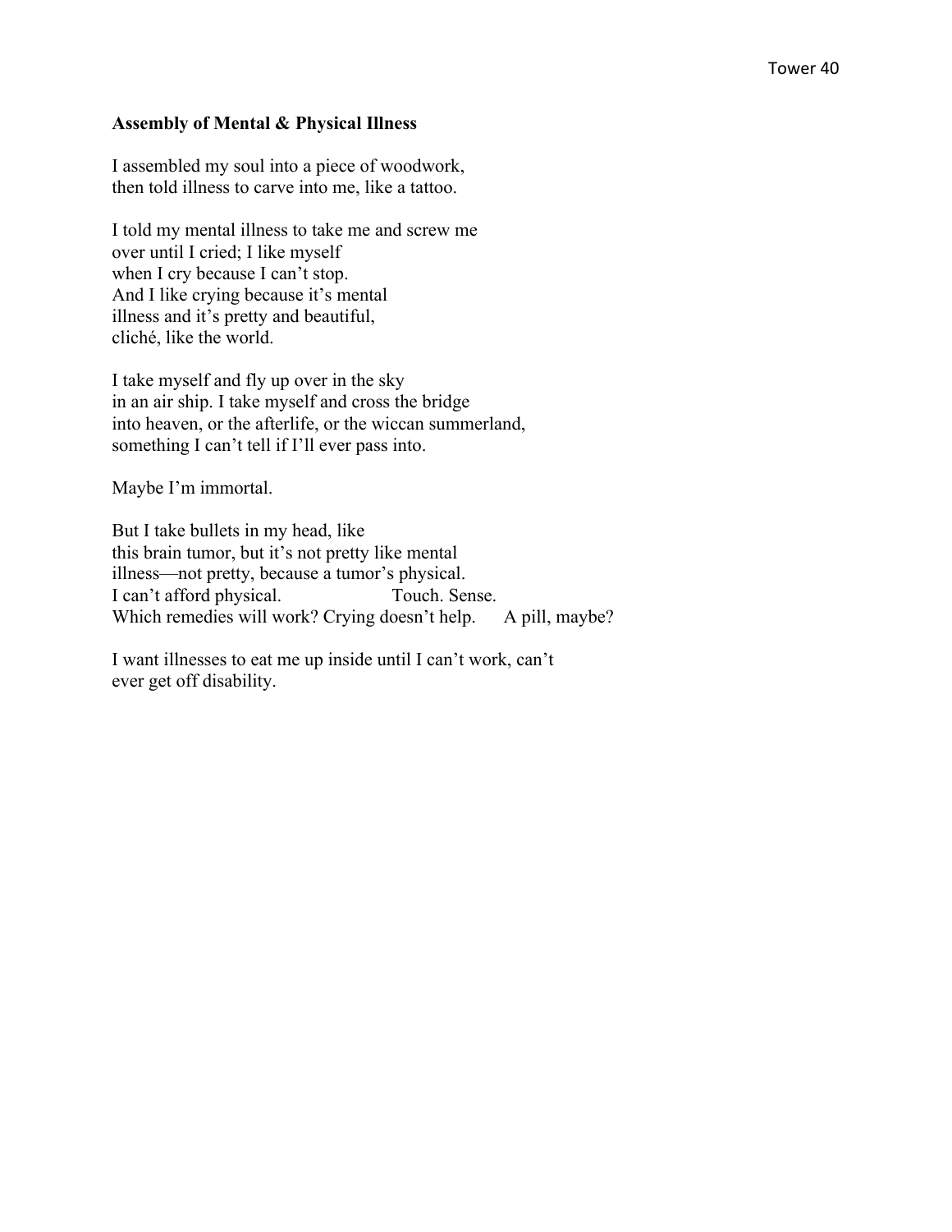**Assembly of Mental & Physical Illness**

I assembled my soul into a piece of woodwork,
then told illness to carve into me, like a tattoo.

I told my mental illness to take me and screw me
over until I cried; I like myself
when I cry because I can't stop.
And I like crying because it's mental
illness and it's pretty and beautiful,
cliché, like the world.

I take myself and fly up over in the sky
in an air ship. I take myself and cross the bridge
into heaven, or the afterlife, or the wiccan summerland,
something I can't tell if I'll ever pass into.

Maybe I'm immortal.

But I take bullets in my head, like
this brain tumor, but it's not pretty like mental
illness—not pretty, because a tumor's physical.
I can't afford physical.                    Touch. Sense.
Which remedies will work? Crying doesn't help.      A pill, maybe?

I want illnesses to eat me up inside until I can't work, can't
ever get off disability.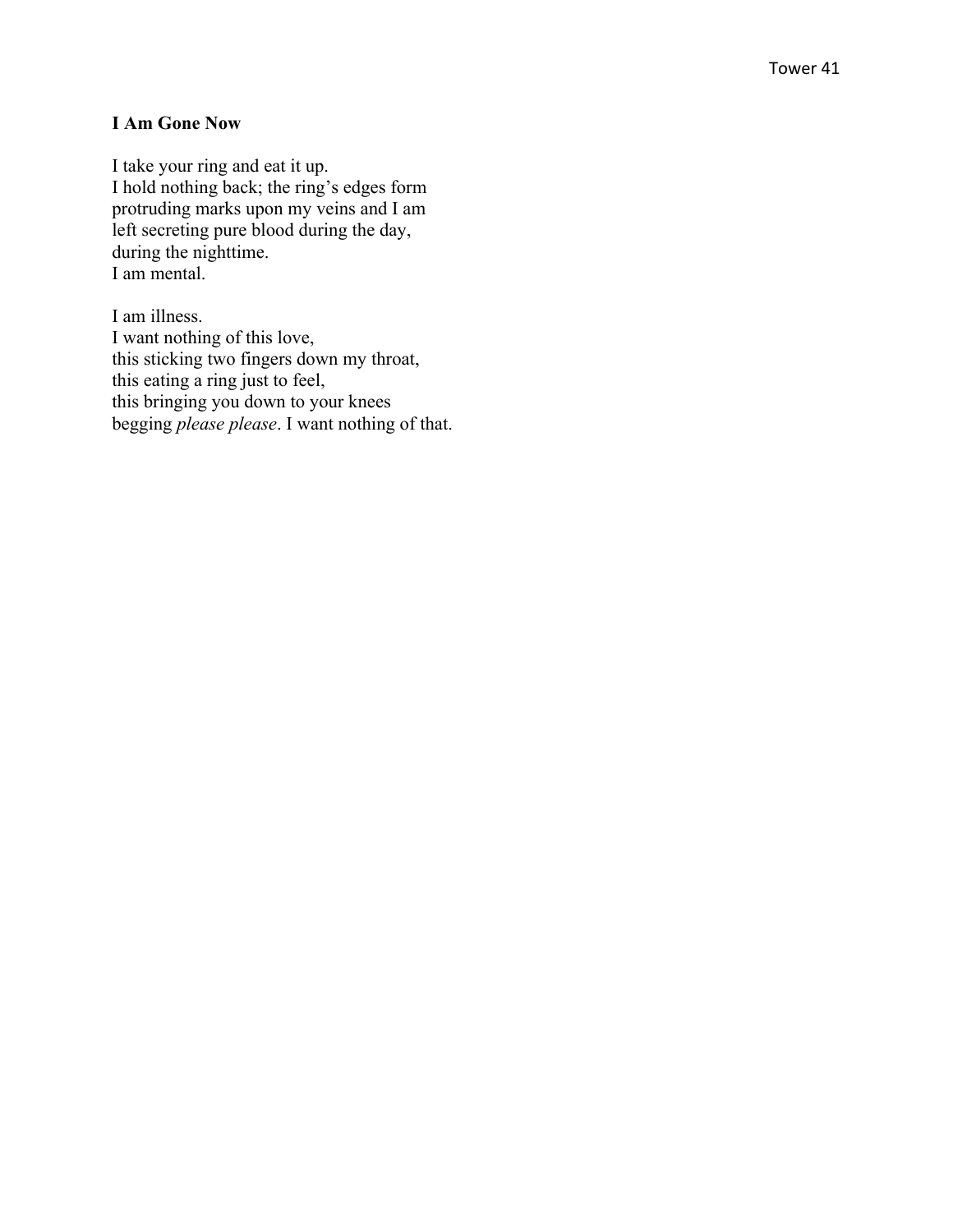**I Am Gone Now**

I take your ring and eat it up.  
I hold nothing back; the ring's edges form  
protruding marks upon my veins and I am  
left secreting pure blood during the day,  
during the nighttime.  
I am mental.

I am illness.  
I want nothing of this love,  
this sticking two fingers down my throat,  
this eating a ring just to feel,  
this bringing you down to your knees  
begging *please please*. I want nothing of that.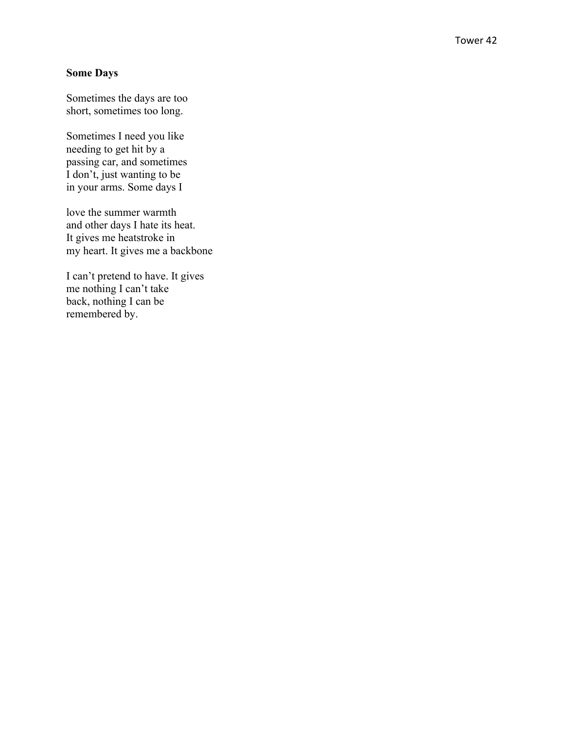**Some Days**

Sometimes the days are too  
short, sometimes too long.

Sometimes I need you like  
needing to get hit by a  
passing car, and sometimes  
I don't, just wanting to be  
in your arms. Some days I

love the summer warmth  
and other days I hate its heat.  
It gives me heatstroke in  
my heart. It gives me a backbone

I can't pretend to have. It gives  
me nothing I can't take  
back, nothing I can be  
remembered by.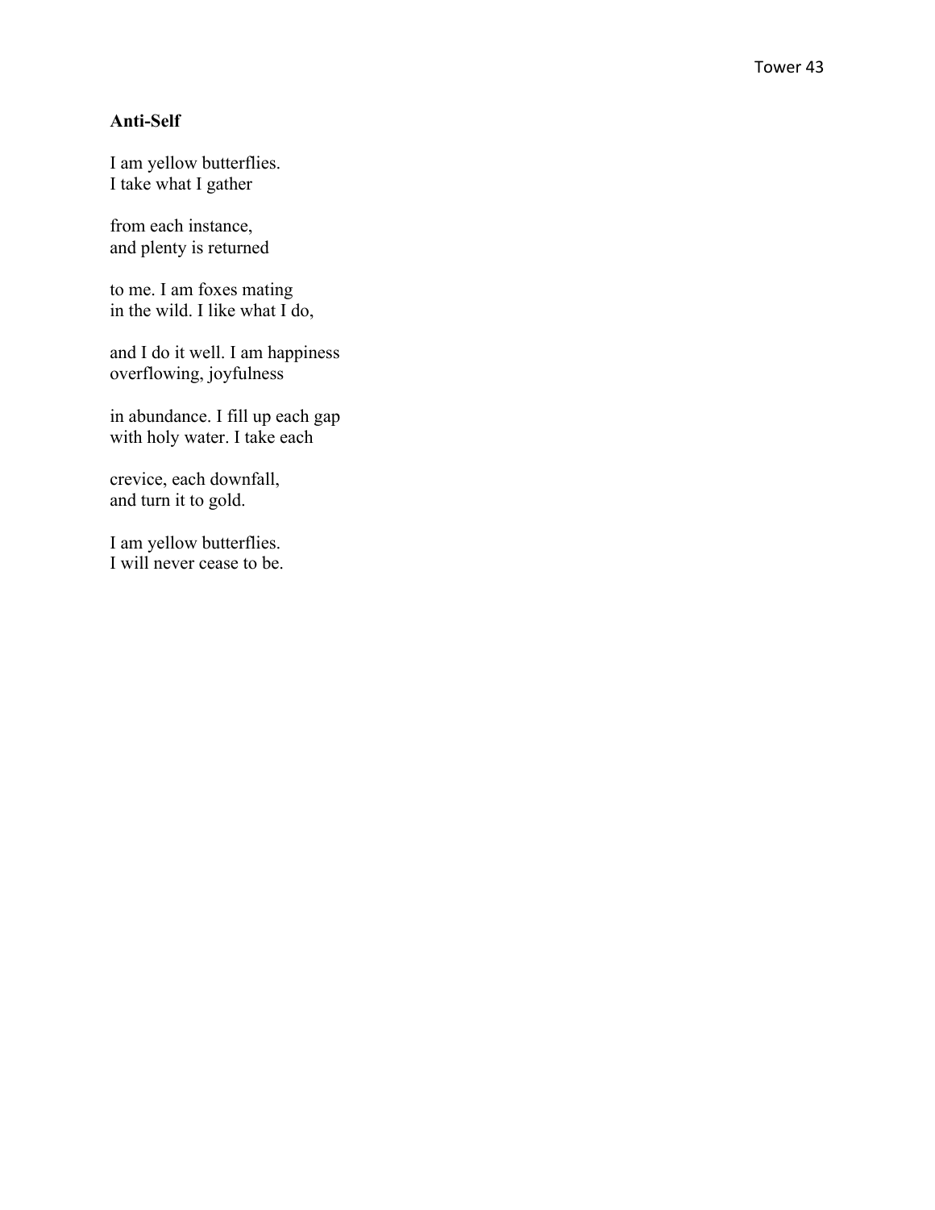**Anti-Self**

I am yellow butterflies.  
I take what I gather

from each instance,  
and plenty is returned

to me. I am foxes mating  
in the wild. I like what I do,

and I do it well. I am happiness  
overflowing, joyfulness

in abundance. I fill up each gap  
with holy water. I take each

crevice, each downfall,  
and turn it to gold.

I am yellow butterflies.  
I will never cease to be.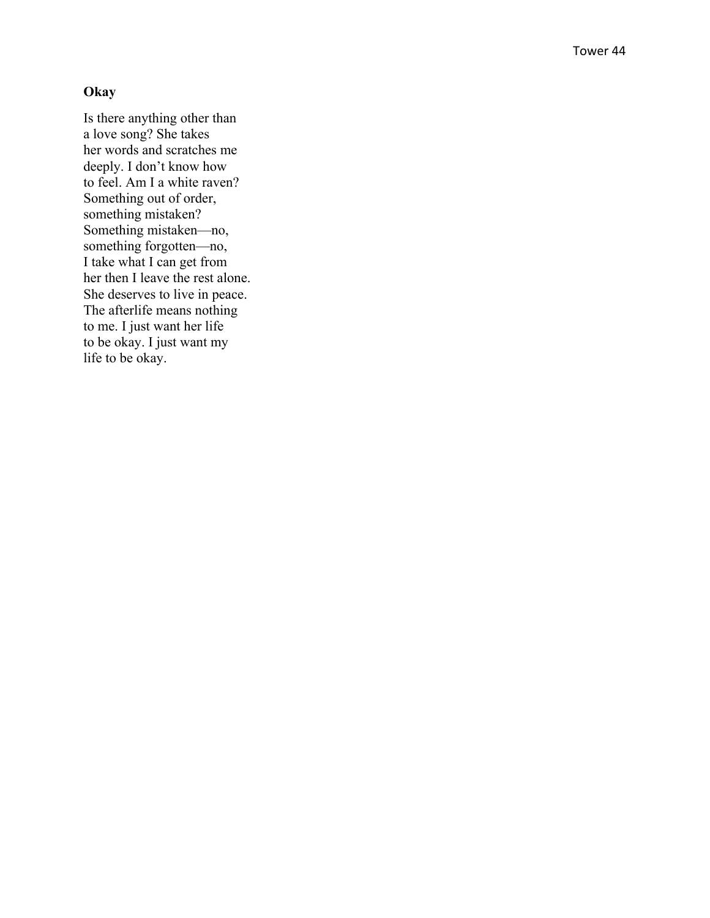**Okay**

Is there anything other than  
a love song? She takes  
her words and scratches me  
deeply. I don't know how  
to feel. Am I a white raven?  
Something out of order,  
something mistaken?  
Something mistaken—no,  
something forgotten—no,  
I take what I can get from  
her then I leave the rest alone.  
She deserves to live in peace.  
The afterlife means nothing  
to me. I just want her life  
to be okay. I just want my  
life to be okay.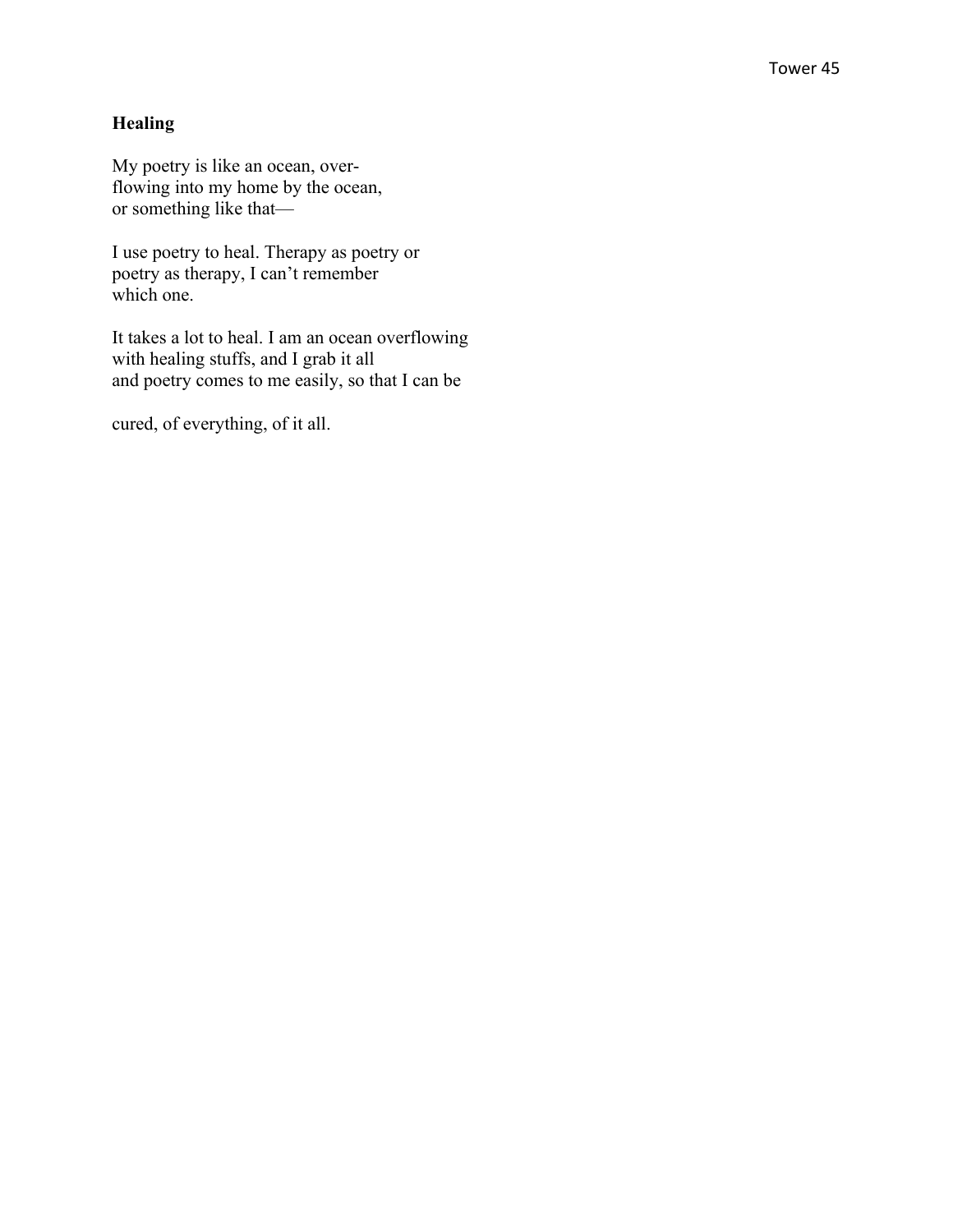**Healing**

My poetry is like an ocean, over-  
flowing into my home by the ocean,  
or something like that—

I use poetry to heal. Therapy as poetry or  
poetry as therapy, I can't remember  
which one.

It takes a lot to heal. I am an ocean overflowing  
with healing stuffs, and I grab it all  
and poetry comes to me easily, so that I can be

cured, of everything, of it all.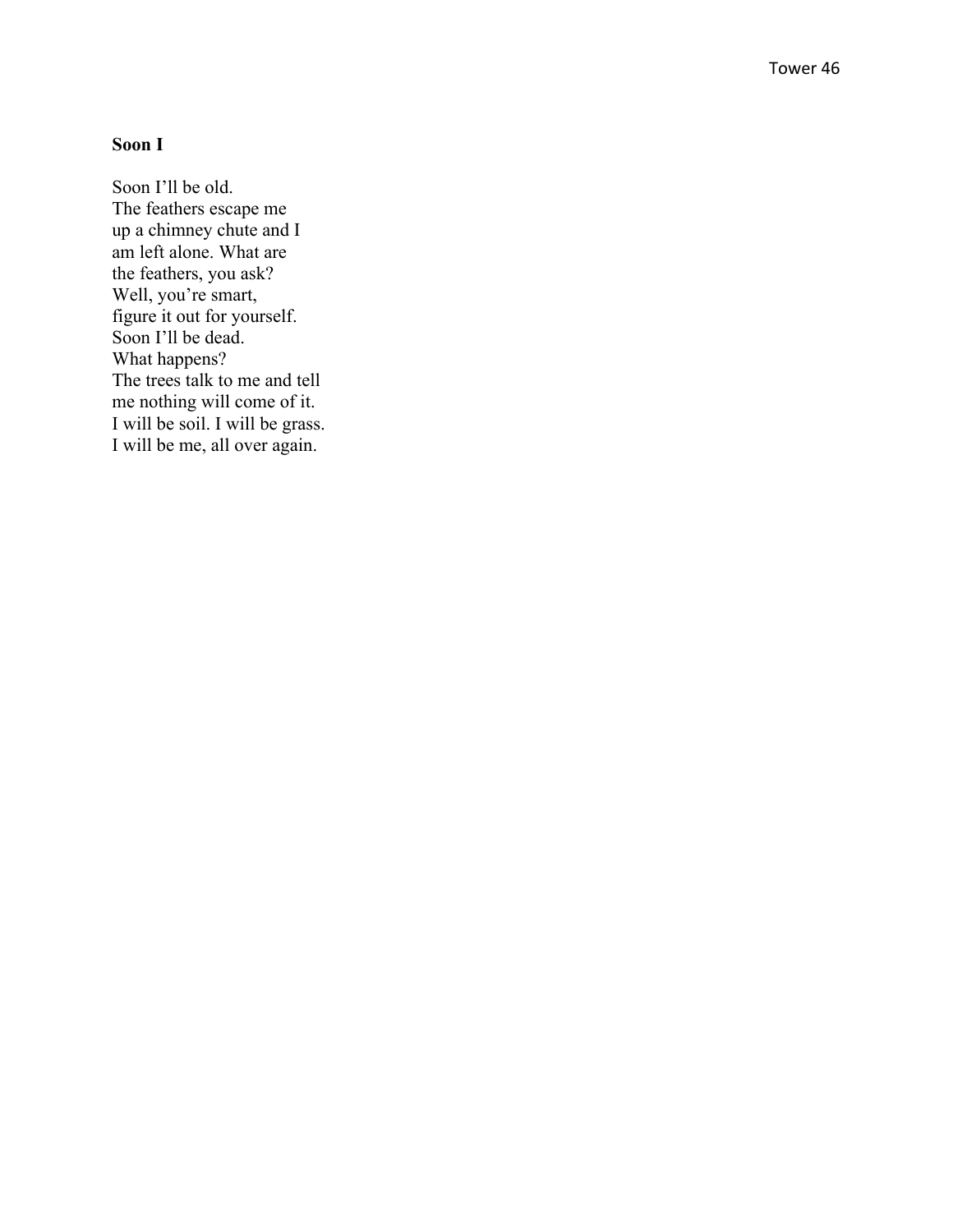**Soon I**

Soon I'll be old.  
The feathers escape me  
up a chimney chute and I  
am left alone. What are  
the feathers, you ask?  
Well, you're smart,  
figure it out for yourself.  
Soon I'll be dead.  
What happens?  
The trees talk to me and tell  
me nothing will come of it.  
I will be soil. I will be grass.  
I will be me, all over again.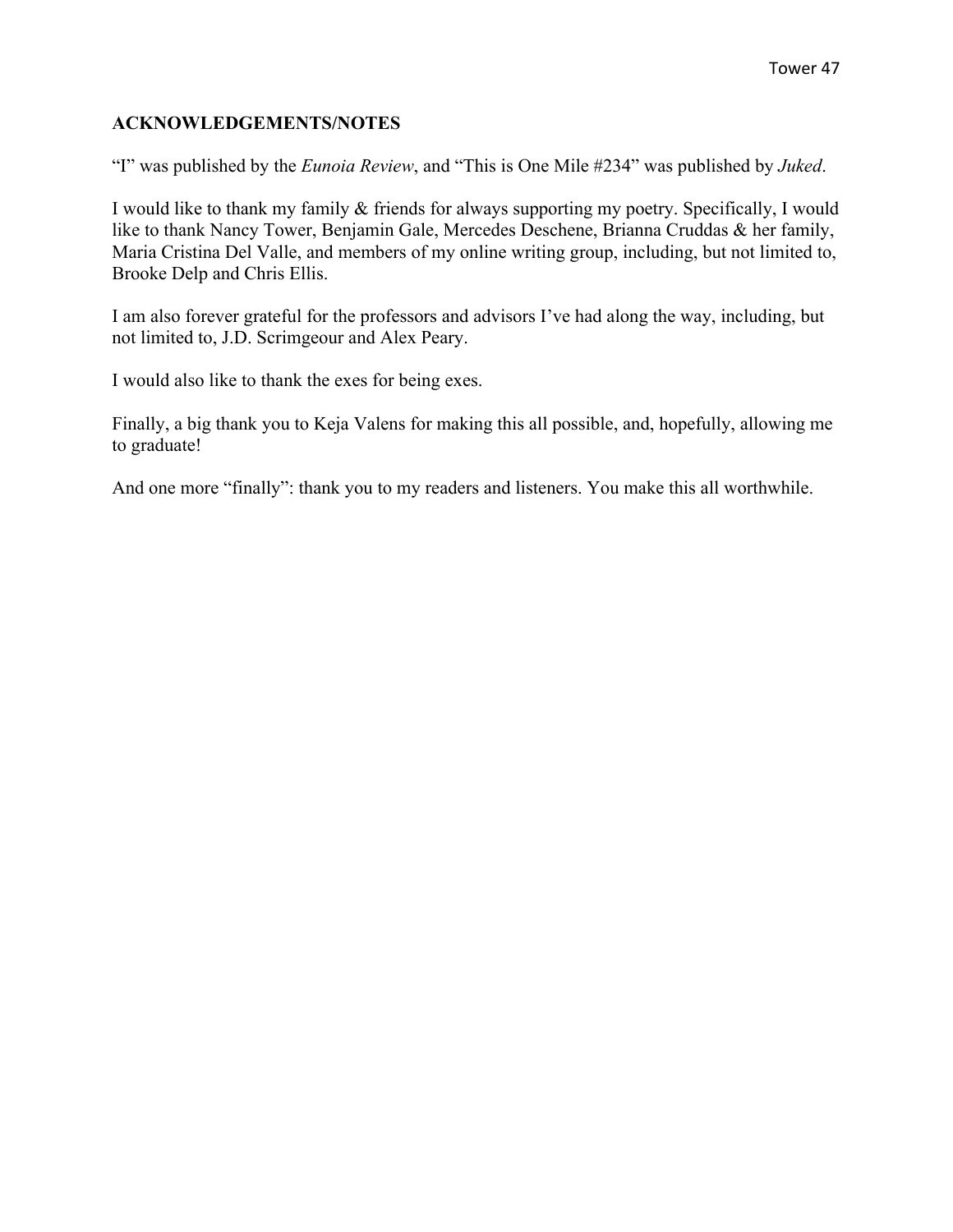## ACKNOWLEDGEMENTS/NOTES

"I" was published by the *Eunoia Review*, and "This is One Mile #234" was published by *Juked*.

I would like to thank my family & friends for always supporting my poetry. Specifically, I would like to thank Nancy Tower, Benjamin Gale, Mercedes Deschene, Brianna Cruddas & her family, Maria Cristina Del Valle, and members of my online writing group, including, but not limited to, Brooke Delp and Chris Ellis.

I am also forever grateful for the professors and advisors I've had along the way, including, but not limited to, J.D. Scrimgeour and Alex Peary.

I would also like to thank the exes for being exes.

Finally, a big thank you to Keja Valens for making this all possible, and, hopefully, allowing me to graduate!

And one more "finally": thank you to my readers and listeners. You make this all worthwhile.